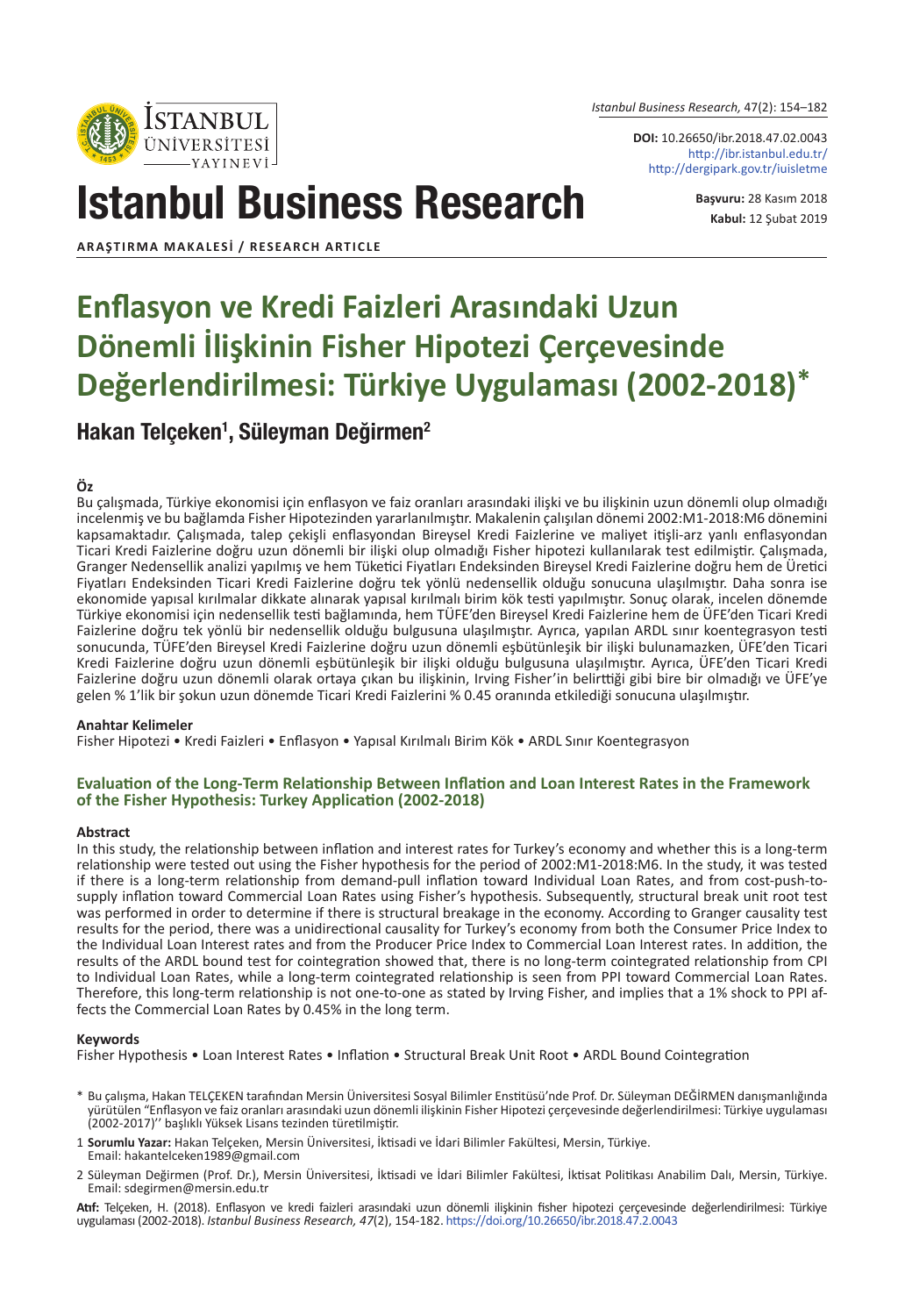DOI: 10.26650/ibr.2018.47.02.0043
http://ibr.istanbul.edu.tr/
http://dergipark.gov.tr/iuisletme

# Istanbul Business Research

**Başvuru:** 28 Kasım 2018
**Kabul:** 12 Şubat 2019

**ARAŞTIRMA MAKALESİ / RESEARCH ARTICLE**

# Enflasyon ve Kredi Faizleri Arasındaki Uzun Dönemli İlişkinin Fisher Hipotezi Çerçevesinde Değerlendirilmesi: Türkiye Uygulaması (2002-2018)*

## Hakan Telçeken[1], Süleyman Değirmen[2]

### Öz

Bu çalışmada, Türkiye ekonomisi için enflasyon ve faiz oranları arasındaki ilişki ve bu ilişkinin uzun dönemli olup olmadığı incelenmiş ve bu bağlamda Fisher Hipotezinden yararlanılmıştır. Makalenin çalışılan dönemi 2002:M1-2018:M6 dönemini kapsamaktadır. Çalışmada, talep çekişli enflasyondan Bireysel Kredi Faizlerine ve maliyet itişli-arz yanlı enflasyondan Ticari Kredi Faizlerine doğru uzun dönemli bir ilişki olup olmadığı Fisher hipotezi kullanılarak test edilmiştir. Çalışmada, Granger Nedensellik analizi yapılmış ve hem Tüketici Fiyatları Endeksinden Bireysel Kredi Faizlerine doğru hem de Üretici Fiyatları Endeksinden Ticari Kredi Faizlerine doğru tek yönlü nedensellik olduğu sonucuna ulaşılmıştır. Daha sonra ise ekonomide yapısal kırılmalar dikkate alınarak yapısal kırılmalı birim kök testi yapılmıştır. Sonuç olarak, incelen dönemde Türkiye ekonomisi için nedensellik testi bağlamında, hem TÜFE'den Bireysel Kredi Faizlerine hem de ÜFE'den Ticari Kredi Faizlerine doğru tek yönlü bir nedensellik olduğu bulgusuna ulaşılmıştır. Ayrıca, yapılan ARDL sınır koentegrasyon testi sonucunda, TÜFE'den Bireysel Kredi Faizlerine doğru uzun dönemli eşbütünleşik bir ilişki bulunamazken, ÜFE'den Ticari Kredi Faizlerine doğru uzun dönemli eşbütünleşik bir ilişki olduğu bulgusuna ulaşılmıştır. Ayrıca, ÜFE'den Ticari Kredi Faizlerine doğru uzun dönemli olarak ortaya çıkan bu ilişkinin, Irving Fisher'in belirttiği gibi bire bir olmadığı ve ÜFE'ye gelen % 1'lik bir şokun uzun dönemde Ticari Kredi Faizlerini % 0.45 oranında etkilediği sonucuna ulaşılmıştır.

### Anahtar Kelimeler

Fisher Hipotezi • Kredi Faizleri • Enflasyon • Yapısal Kırılmalı Birim Kök • ARDL Sınır Koentegrasyon

## Evaluation of the Long-Term Relationship Between Inflation and Loan Interest Rates in the Framework of the Fisher Hypothesis: Turkey Application (2002-2018)

### Abstract

In this study, the relationship between inflation and interest rates for Turkey's economy and whether this is a long-term relationship were tested out using the Fisher hypothesis for the period of 2002:M1-2018:M6. In the study, it was tested if there is a long-term relationship from demand-pull inflation toward Individual Loan Rates, and from cost-push-to-supply inflation toward Commercial Loan Rates using Fisher's hypothesis. Subsequently, structural break unit root test was performed in order to determine if there is structural breakage in the economy. According to Granger causality test results for the period, there was a unidirectional causality for Turkey's economy from both the Consumer Price Index to the Individual Loan Interest rates and from the Producer Price Index to Commercial Loan Interest rates. In addition, the results of the ARDL bound test for cointegration showed that, there is no long-term cointegrated relationship from CPI to Individual Loan Rates, while a long-term cointegrated relationship is seen from PPI toward Commercial Loan Rates. Therefore, this long-term relationship is not one-to-one as stated by Irving Fisher, and implies that a 1% shock to PPI affects the Commercial Loan Rates by 0.45% in the long term.

### Keywords

Fisher Hypothesis • Loan Interest Rates • Inflation • Structural Break Unit Root • ARDL Bound Cointegration

\* Bu çalışma, Hakan TELÇEKEN tarafından Mersin Üniversitesi Sosyal Bilimler Enstitüsü'nde Prof. Dr. Süleyman DEĞİRMEN danışmanlığında yürütülen "Enflasyon ve faiz oranları arasındaki uzun dönemli ilişkinin Fisher Hipotezi çerçevesinde değerlendirilmesi: Türkiye uygulaması (2002-2017)'' başlıklı Yüksek Lisans tezinden türetilmiştir.

1 **Sorumlu Yazar:** Hakan Telçeken, Mersin Üniversitesi, İktisadi ve İdari Bilimler Fakültesi, Mersin, Türkiye.
Email: hakantelceken1989@gmail.com

2 Süleyman Değirmen (Prof. Dr.), Mersin Üniversitesi, İktisadi ve İdari Bilimler Fakültesi, İktisat Politikası Anabilim Dalı, Mersin, Türkiye.
Email: sdegirmen@mersin.edu.tr

**Atıf:** Telçeken, H. (2018). Enflasyon ve kredi faizleri arasındaki uzun dönemli ilişkinin fisher hipotezi çerçevesinde değerlendirilmesi: Türkiye uygulaması (2002-2018). *Istanbul Business Research, 47*(2), 154-182. https://doi.org/10.26650/ibr.2018.47.2.0043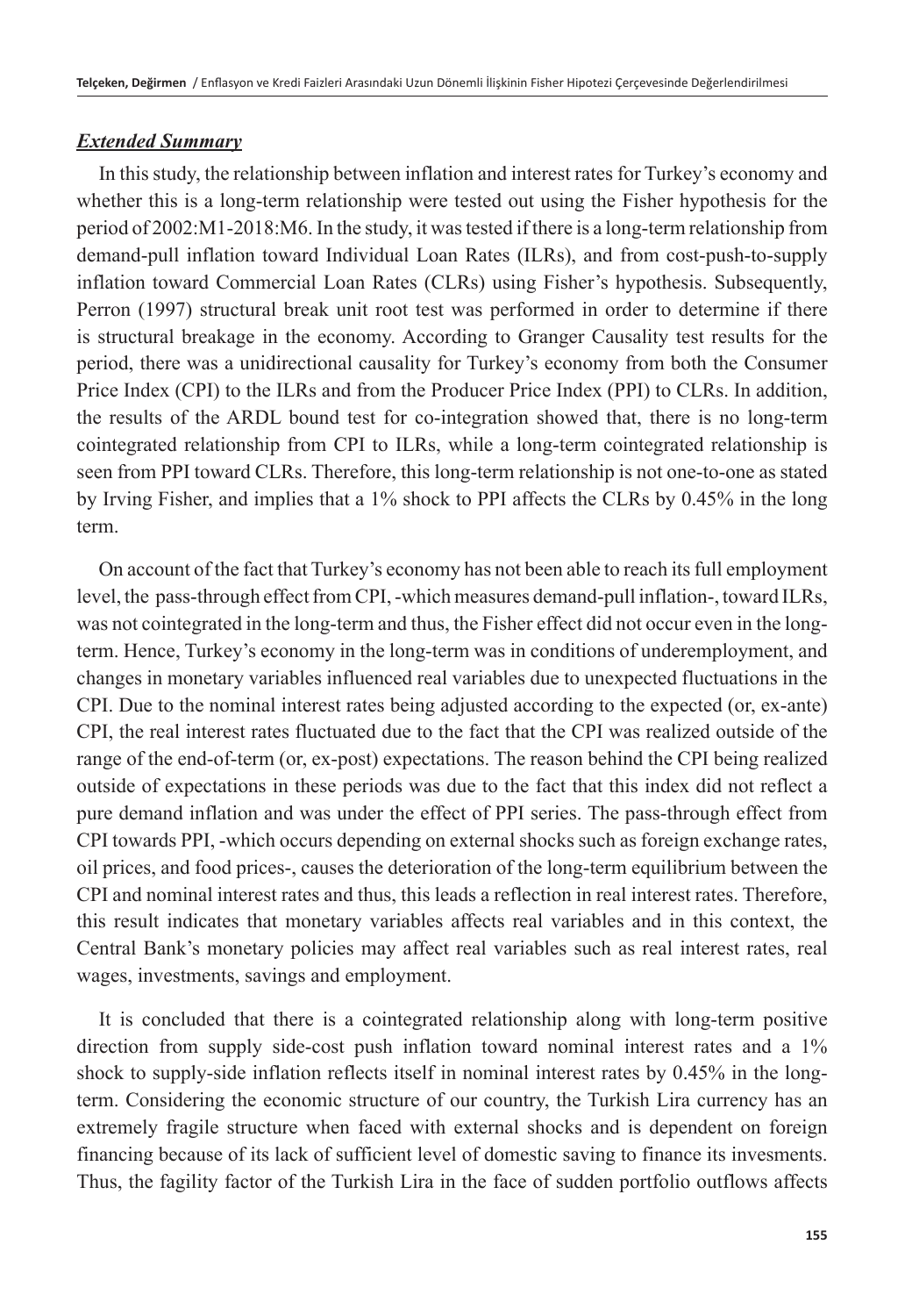## ***Extended Summary***

In this study, the relationship between inflation and interest rates for Turkey's economy and whether this is a long-term relationship were tested out using the Fisher hypothesis for the period of 2002:M1-2018:M6. In the study, it was tested if there is a long-term relationship from demand-pull inflation toward Individual Loan Rates (ILRs), and from cost-push-to-supply inflation toward Commercial Loan Rates (CLRs) using Fisher's hypothesis. Subsequently, Perron (1997) structural break unit root test was performed in order to determine if there is structural breakage in the economy. According to Granger Causality test results for the period, there was a unidirectional causality for Turkey's economy from both the Consumer Price Index (CPI) to the ILRs and from the Producer Price Index (PPI) to CLRs. In addition, the results of the ARDL bound test for co-integration showed that, there is no long-term cointegrated relationship from CPI to ILRs, while a long-term cointegrated relationship is seen from PPI toward CLRs. Therefore, this long-term relationship is not one-to-one as stated by Irving Fisher, and implies that a 1% shock to PPI affects the CLRs by 0.45% in the long term.

On account of the fact that Turkey's economy has not been able to reach its full employment level, the pass-through effect from CPI, -which measures demand-pull inflation-, toward ILRs, was not cointegrated in the long-term and thus, the Fisher effect did not occur even in the long-term. Hence, Turkey's economy in the long-term was in conditions of underemployment, and changes in monetary variables influenced real variables due to unexpected fluctuations in the CPI. Due to the nominal interest rates being adjusted according to the expected (or, ex-ante) CPI, the real interest rates fluctuated due to the fact that the CPI was realized outside of the range of the end-of-term (or, ex-post) expectations. The reason behind the CPI being realized outside of expectations in these periods was due to the fact that this index did not reflect a pure demand inflation and was under the effect of PPI series. The pass-through effect from CPI towards PPI, -which occurs depending on external shocks such as foreign exchange rates, oil prices, and food prices-, causes the deterioration of the long-term equilibrium between the CPI and nominal interest rates and thus, this leads a reflection in real interest rates. Therefore, this result indicates that monetary variables affects real variables and in this context, the Central Bank's monetary policies may affect real variables such as real interest rates, real wages, investments, savings and employment.

It is concluded that there is a cointegrated relationship along with long-term positive direction from supply side-cost push inflation toward nominal interest rates and a 1% shock to supply-side inflation reflects itself in nominal interest rates by 0.45% in the long-term. Considering the economic structure of our country, the Turkish Lira currency has an extremely fragile structure when faced with external shocks and is dependent on foreign financing because of its lack of sufficient level of domestic saving to finance its invesments. Thus, the fagility factor of the Turkish Lira in the face of sudden portfolio outflows affects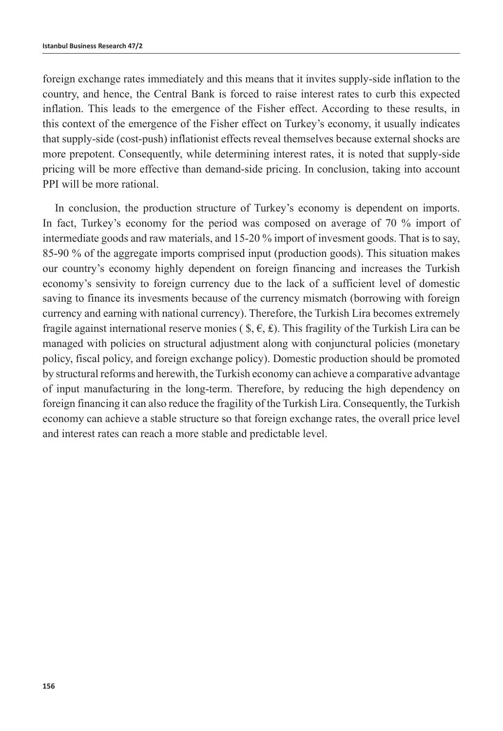foreign exchange rates immediately and this means that it invites supply-side inflation to the country, and hence, the Central Bank is forced to raise interest rates to curb this expected inflation. This leads to the emergence of the Fisher effect. According to these results, in this context of the emergence of the Fisher effect on Turkey's economy, it usually indicates that supply-side (cost-push) inflationist effects reveal themselves because external shocks are more prepotent. Consequently, while determining interest rates, it is noted that supply-side pricing will be more effective than demand-side pricing. In conclusion, taking into account PPI will be more rational.

In conclusion, the production structure of Turkey's economy is dependent on imports. In fact, Turkey's economy for the period was composed on average of 70 % import of intermediate goods and raw materials, and 15-20 % import of invesment goods. That is to say, 85-90 % of the aggregate imports comprised input (production goods). This situation makes our country's economy highly dependent on foreign financing and increases the Turkish economy's sensivity to foreign currency due to the lack of a sufficient level of domestic saving to finance its invesments because of the currency mismatch (borrowing with foreign currency and earning with national currency). Therefore, the Turkish Lira becomes extremely fragile against international reserve monies ( $, €, £). This fragility of the Turkish Lira can be managed with policies on structural adjustment along with conjunctural policies (monetary policy, fiscal policy, and foreign exchange policy). Domestic production should be promoted by structural reforms and herewith, the Turkish economy can achieve a comparative advantage of input manufacturing in the long-term. Therefore, by reducing the high dependency on foreign financing it can also reduce the fragility of the Turkish Lira. Consequently, the Turkish economy can achieve a stable structure so that foreign exchange rates, the overall price level and interest rates can reach a more stable and predictable level.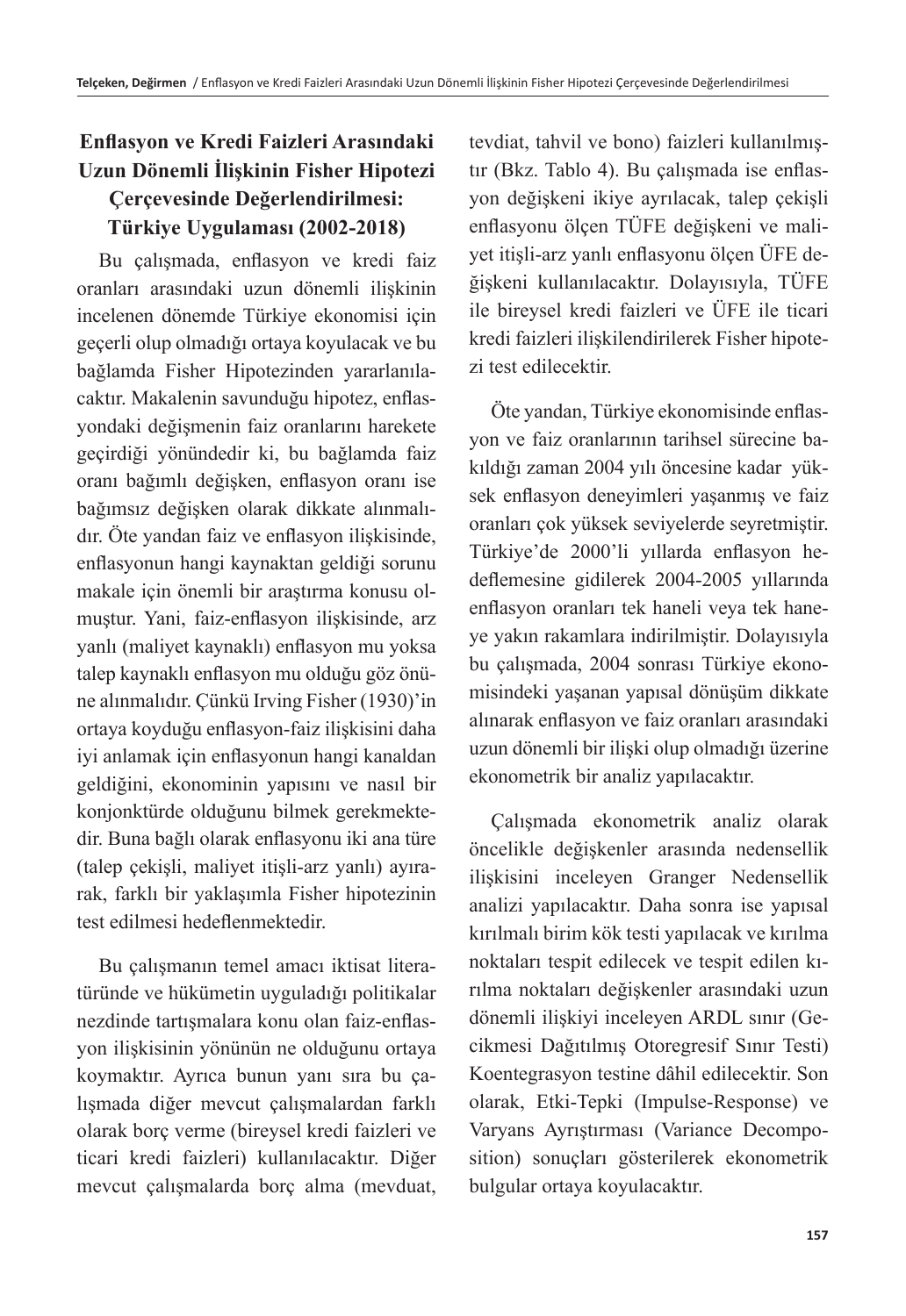## Enflasyon ve Kredi Faizleri Arasındaki Uzun Dönemli İlişkinin Fisher Hipotezi Çerçevesinde Değerlendirilmesi: Türkiye Uygulaması (2002-2018)

Bu çalışmada, enflasyon ve kredi faiz oranları arasındaki uzun dönemli ilişkinin incelenen dönemde Türkiye ekonomisi için geçerli olup olmadığı ortaya koyulacak ve bu bağlamda Fisher Hipotezinden yararlanılacaktır. Makalenin savunduğu hipotez, enflasyondaki değişmenin faiz oranlarını harekete geçirdiği yönündedir ki, bu bağlamda faiz oranı bağımlı değişken, enflasyon oranı ise bağımsız değişken olarak dikkate alınmalıdır. Öte yandan faiz ve enflasyon ilişkisinde, enflasyonun hangi kaynaktan geldiği sorunu makale için önemli bir araştırma konusu olmuştur. Yani, faiz-enflasyon ilişkisinde, arz yanlı (maliyet kaynaklı) enflasyon mu yoksa talep kaynaklı enflasyon mu olduğu göz önüne alınmalıdır. Çünkü Irving Fisher (1930)'in ortaya koyduğu enflasyon-faiz ilişkisini daha iyi anlamak için enflasyonun hangi kanaldan geldiğini, ekonominin yapısını ve nasıl bir konjonktürde olduğunu bilmek gerekmektedir. Buna bağlı olarak enflasyonu iki ana türe (talep çekişli, maliyet itişli-arz yanlı) ayırarak, farklı bir yaklaşımla Fisher hipotezinin test edilmesi hedeflenmektedir.

Bu çalışmanın temel amacı iktisat literatüründe ve hükümetin uyguladığı politikalar nezdinde tartışmalara konu olan faiz-enflasyon ilişkisinin yönünün ne olduğunu ortaya koymaktır. Ayrıca bunun yanı sıra bu çalışmada diğer mevcut çalışmalardan farklı olarak borç verme (bireysel kredi faizleri ve ticari kredi faizleri) kullanılacaktır. Diğer mevcut çalışmalarda borç alma (mevduat, tevdiat, tahvil ve bono) faizleri kullanılmıştır (Bkz. Tablo 4). Bu çalışmada ise enflasyon değişkeni ikiye ayrılacak, talep çekişli enflasyonu ölçen TÜFE değişkeni ve maliyet itişli-arz yanlı enflasyonu ölçen ÜFE değişkeni kullanılacaktır. Dolayısıyla, TÜFE ile bireysel kredi faizleri ve ÜFE ile ticari kredi faizleri ilişkilendirilerek Fisher hipotezi test edilecektir.

Öte yandan, Türkiye ekonomisinde enflasyon ve faiz oranlarının tarihsel sürecine bakıldığı zaman 2004 yılı öncesine kadar yüksek enflasyon deneyimleri yaşanmış ve faiz oranları çok yüksek seviyelerde seyretmiştir. Türkiye'de 2000'li yıllarda enflasyon hedeflemesine gidilerek 2004-2005 yıllarında enflasyon oranları tek haneli veya tek haneye yakın rakamlara indirilmiştir. Dolayısıyla bu çalışmada, 2004 sonrası Türkiye ekonomisindeki yaşanan yapısal dönüşüm dikkate alınarak enflasyon ve faiz oranları arasındaki uzun dönemli bir ilişki olup olmadığı üzerine ekonometrik bir analiz yapılacaktır.

Çalışmada ekonometrik analiz olarak öncelikle değişkenler arasında nedensellik ilişkisini inceleyen Granger Nedensellik analizi yapılacaktır. Daha sonra ise yapısal kırılmalı birim kök testi yapılacak ve kırılma noktaları tespit edilecek ve tespit edilen kırılma noktaları değişkenler arasındaki uzun dönemli ilişkiyi inceleyen ARDL sınır (Gecikmesi Dağıtılmış Otoregresif Sınır Testi) Koentegrasyon testine dâhil edilecektir. Son olarak, Etki-Tepki (Impulse-Response) ve Varyans Ayrıştırması (Variance Decomposition) sonuçları gösterilerek ekonometrik bulgular ortaya koyulacaktır.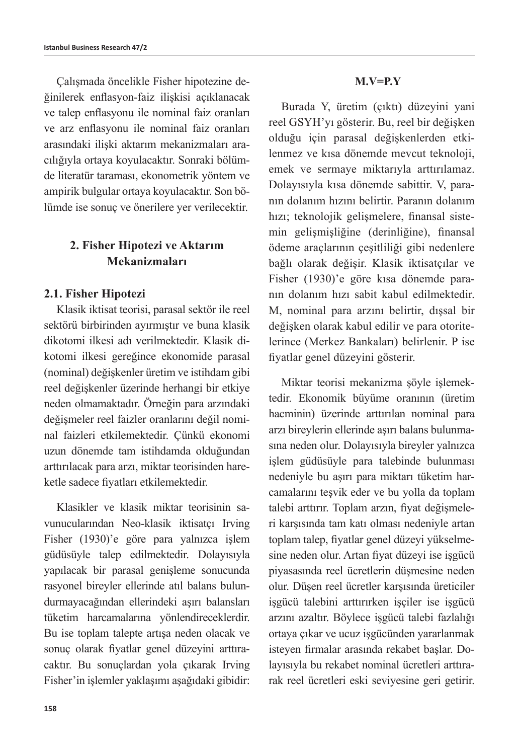Çalışmada öncelikle Fisher hipotezine değinilerek enflasyon-faiz ilişkisi açıklanacak ve talep enflasyonu ile nominal faiz oranları ve arz enflasyonu ile nominal faiz oranları arasındaki ilişki aktarım mekanizmaları aracılığıyla ortaya koyulacaktır. Sonraki bölümde literatür taraması, ekonometrik yöntem ve ampirik bulgular ortaya koyulacaktır. Son bölümde ise sonuç ve önerilere yer verilecektir.

## 2. Fisher Hipotezi ve Aktarım Mekanizmaları

### 2.1. Fisher Hipotezi

Klasik iktisat teorisi, parasal sektör ile reel sektörü birbirinden ayırmıştır ve buna klasik dikotomi ilkesi adı verilmektedir. Klasik dikotomi ilkesi gereğince ekonomide parasal (nominal) değişkenler üretim ve istihdam gibi reel değişkenler üzerinde herhangi bir etkiye neden olmamaktadır. Örneğin para arzındaki değişmeler reel faizler oranlarını değil nominal faizleri etkilemektedir. Çünkü ekonomi uzun dönemde tam istihdamda olduğundan arttırılacak para arzı, miktar teorisinden hareketle sadece fiyatları etkilemektedir.

Klasikler ve klasik miktar teorisinin savunucularından Neo-klasik iktisatçı Irving Fisher (1930)'e göre para yalnızca işlem güdüsüyle talep edilmektedir. Dolayısıyla yapılacak bir parasal genişleme sonucunda rasyonel bireyler ellerinde atıl balans bulundurmayacağından ellerindeki aşırı balansları tüketim harcamalarına yönlendireceklerdir. Bu ise toplam talepte artışa neden olacak ve sonuç olarak fiyatlar genel düzeyini arttıracaktır. Bu sonuçlardan yola çıkarak Irving Fisher'in işlemler yaklaşımı aşağıdaki gibidir:

$$M.V=P.Y$$

Burada Y, üretim (çıktı) düzeyini yani reel GSYH'yı gösterir. Bu, reel bir değişken olduğu için parasal değişkenlerden etkilenmez ve kısa dönemde mevcut teknoloji, emek ve sermaye miktarıyla arttırılamaz. Dolayısıyla kısa dönemde sabittir. V, paranın dolanım hızını belirtir. Paranın dolanım hızı; teknolojik gelişmelere, finansal sistemin gelişmişliğine (derinliğine), finansal ödeme araçlarının çeşitliliği gibi nedenlere bağlı olarak değişir. Klasik iktisatçılar ve Fisher (1930)'e göre kısa dönemde paranın dolanım hızı sabit kabul edilmektedir. M, nominal para arzını belirtir, dışsal bir değişken olarak kabul edilir ve para otoritelerince (Merkez Bankaları) belirlenir. P ise fiyatlar genel düzeyini gösterir.

Miktar teorisi mekanizma şöyle işlemektedir. Ekonomik büyüme oranının (üretim hacminin) üzerinde arttırılan nominal para arzı bireylerin ellerinde aşırı balans bulunmasına neden olur. Dolayısıyla bireyler yalnızca işlem güdüsüyle para talebinde bulunması nedeniyle bu aşırı para miktarı tüketim harcamalarını teşvik eder ve bu yolla da toplam talebi arttırır. Toplam arzın, fiyat değişmeleri karşısında tam katı olması nedeniyle artan toplam talep, fiyatlar genel düzeyi yükselmesine neden olur. Artan fiyat düzeyi ise işgücü piyasasında reel ücretlerin düşmesine neden olur. Düşen reel ücretler karşısında üreticiler işgücü talebini arttırırken işçiler ise işgücü arzını azaltır. Böylece işgücü talebi fazlalığı ortaya çıkar ve ucuz işgücünden yararlanmak isteyen firmalar arasında rekabet başlar. Dolayısıyla bu rekabet nominal ücretleri arttırarak reel ücretleri eski seviyesine geri getirir.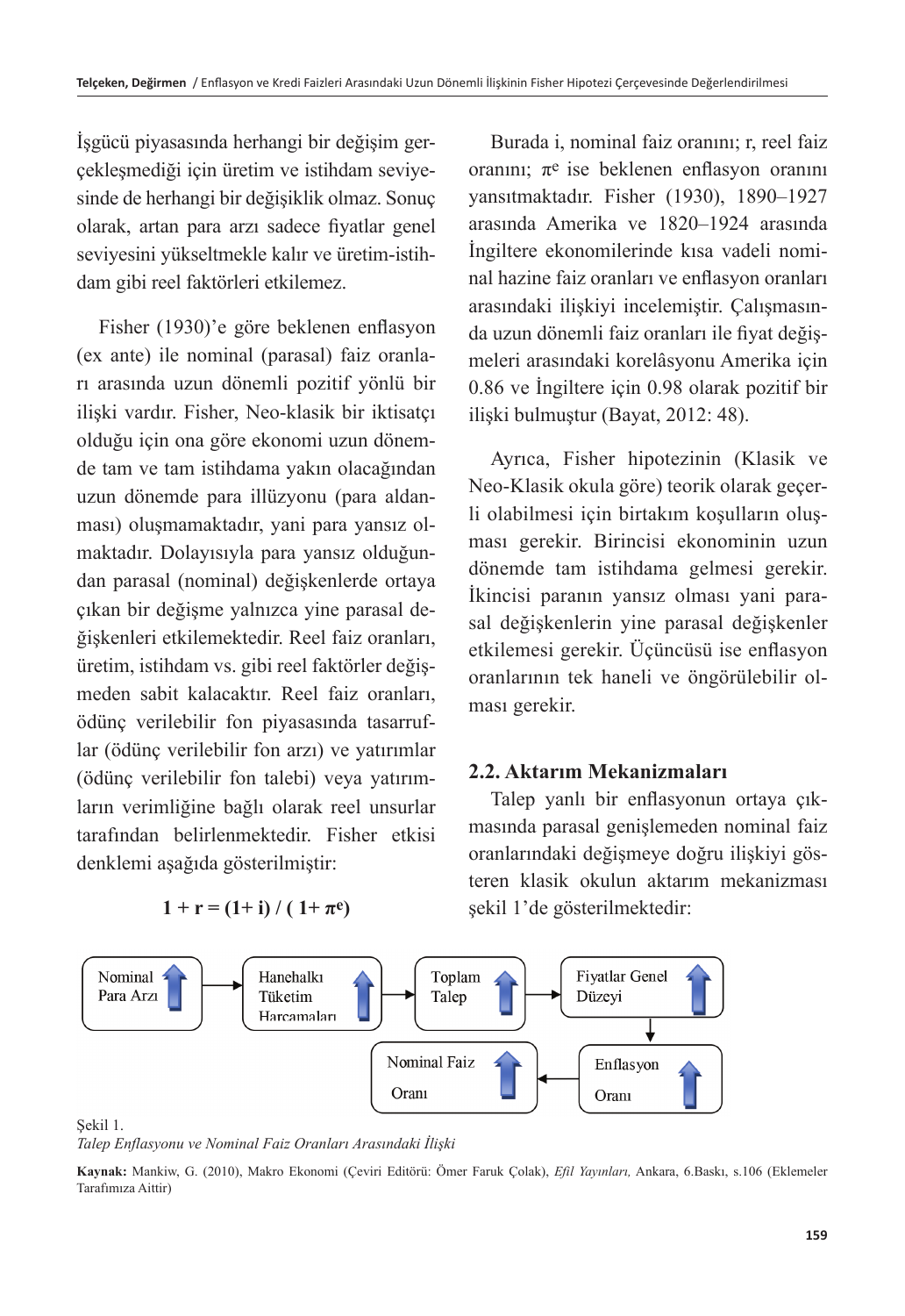İşgücü piyasasında herhangi bir değişim gerçekleşmediği için üretim ve istihdam seviyesinde de herhangi bir değişiklik olmaz. Sonuç olarak, artan para arzı sadece fiyatlar genel seviyesini yükseltmekle kalır ve üretim-istihdam gibi reel faktörleri etkilemez.

Fisher (1930)'e göre beklenen enflasyon (ex ante) ile nominal (parasal) faiz oranları arasında uzun dönemli pozitif yönlü bir ilişki vardır. Fisher, Neo-klasik bir iktisatçı olduğu için ona göre ekonomi uzun dönemde tam ve tam istihdama yakın olacağından uzun dönemde para illüzyonu (para aldanması) oluşmamaktadır, yani para yansız olmaktadır. Dolayısıyla para yansız olduğundan parasal (nominal) değişkenlerde ortaya çıkan bir değişme yalnızca yine parasal değişkenleri etkilemektedir. Reel faiz oranları, üretim, istihdam vs. gibi reel faktörler değişmeden sabit kalacaktır. Reel faiz oranları, ödünç verilebilir fon piyasasında tasarruflar (ödünç verilebilir fon arzı) ve yatırımlar (ödünç verilebilir fon talebi) veya yatırımların verimliğine bağlı olarak reel unsurlar tarafından belirlenmektedir. Fisher etkisi denklemi aşağıda gösterilmiştir:

$$1 + r = (1 + i) / (1 + \pi^e)$$

Burada i, nominal faiz oranını; r, reel faiz oranını; $\pi^e$ ise beklenen enflasyon oranını yansıtmaktadır. Fisher (1930), 1890–1927 arasında Amerika ve 1820–1924 arasında İngiltere ekonomilerinde kısa vadeli nominal hazine faiz oranları ve enflasyon oranları arasındaki ilişkiyi incelemiştir. Çalışmasında uzun dönemli faiz oranları ile fiyat değişmeleri arasındaki korelâsyonu Amerika için 0.86 ve İngiltere için 0.98 olarak pozitif bir ilişki bulmuştur (Bayat, 2012: 48).

Ayrıca, Fisher hipotezinin (Klasik ve Neo-Klasik okula göre) teorik olarak geçerli olabilmesi için birtakım koşulların oluşması gerekir. Birincisi ekonominin uzun dönemde tam istihdama gelmesi gerekir. İkincisi paranın yansız olması yani parasal değişkenlerin yine parasal değişkenler etkilemesi gerekir. Üçüncüsü ise enflasyon oranlarının tek haneli ve öngörülebilir olması gerekir.

## 2.2. Aktarım Mekanizmaları

Talep yanlı bir enflasyonun ortaya çıkmasında parasal genişlemeden nominal faiz oranlarındaki değişmeye doğru ilişkiyi gösteren klasik okulun aktarım mekanizması şekil 1'de gösterilmektedir:

Nominal Para Arzı ↑ → Hanehalkı Tüketim Harcamaları ↑ → Toplam Talep ↑ → Fiyatlar Genel Düzeyi ↑ → Enflasyon Oranı ↑ → Nominal Faiz Oranı ↑

Şekil 1.
*Talep Enflasyonu ve Nominal Faiz Oranları Arasındaki İlişki*

**Kaynak:** Mankiw, G. (2010), Makro Ekonomi (Çeviri Editörü: Ömer Faruk Çolak), *Efil Yayınları,* Ankara, 6.Baskı, s.106 (Eklemeler Tarafımıza Aittir)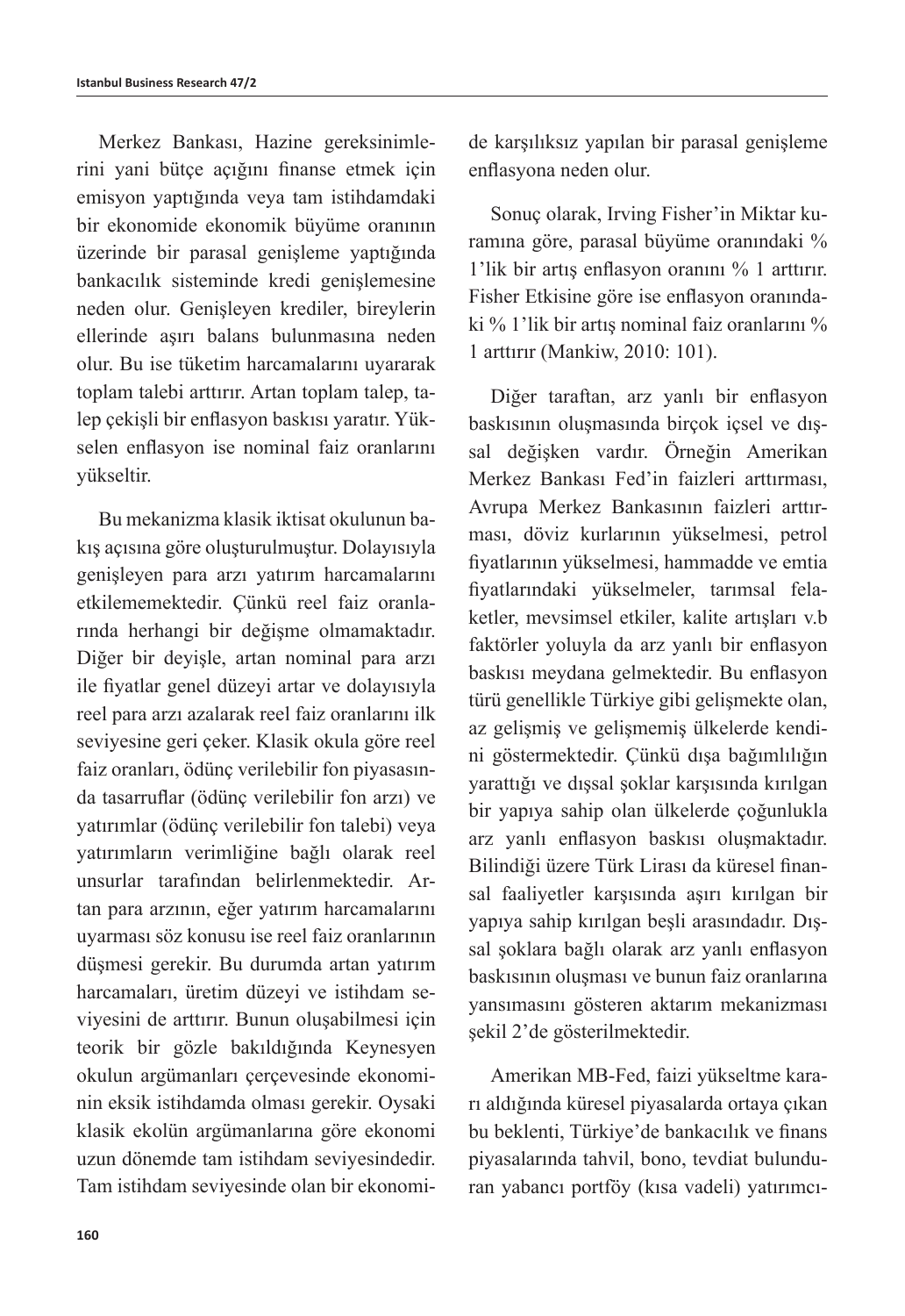Merkez Bankası, Hazine gereksinimlerini yani bütçe açığını finanse etmek için emisyon yaptığında veya tam istihdamdaki bir ekonomide ekonomik büyüme oranının üzerinde bir parasal genişleme yaptığında bankacılık sisteminde kredi genişlemesine neden olur. Genişleyen krediler, bireylerin ellerinde aşırı balans bulunmasına neden olur. Bu ise tüketim harcamalarını uyararak toplam talebi arttırır. Artan toplam talep, talep çekişli bir enflasyon baskısı yaratır. Yükselen enflasyon ise nominal faiz oranlarını yükseltir.

Bu mekanizma klasik iktisat okulunun bakış açısına göre oluşturulmuştur. Dolayısıyla genişleyen para arzı yatırım harcamalarını etkilememektedir. Çünkü reel faiz oranlarında herhangi bir değişme olmamaktadır. Diğer bir deyişle, artan nominal para arzı ile fiyatlar genel düzeyi artar ve dolayısıyla reel para arzı azalarak reel faiz oranlarını ilk seviyesine geri çeker. Klasik okula göre reel faiz oranları, ödünç verilebilir fon piyasasında tasarruflar (ödünç verilebilir fon arzı) ve yatırımlar (ödünç verilebilir fon talebi) veya yatırımların verimliğine bağlı olarak reel unsurlar tarafından belirlenmektedir. Artan para arzının, eğer yatırım harcamalarını uyarması söz konusu ise reel faiz oranlarının düşmesi gerekir. Bu durumda artan yatırım harcamaları, üretim düzeyi ve istihdam seviyesini de arttırır. Bunun oluşabilmesi için teorik bir gözle bakıldığında Keynesyen okulun argümanları çerçevesinde ekonominin eksik istihdamda olması gerekir. Oysaki klasik ekolün argümanlarına göre ekonomi uzun dönemde tam istihdam seviyesindedir. Tam istihdam seviyesinde olan bir ekonomide karşılıksız yapılan bir parasal genişleme enflasyona neden olur.

Sonuç olarak, Irving Fisher'in Miktar kuramına göre, parasal büyüme oranındaki % 1'lik bir artış enflasyon oranını % 1 arttırır. Fisher Etkisine göre ise enflasyon oranındaki % 1'lik bir artış nominal faiz oranlarını % 1 arttırır (Mankiw, 2010: 101).

Diğer taraftan, arz yanlı bir enflasyon baskısının oluşmasında birçok içsel ve dışsal değişken vardır. Örneğin Amerikan Merkez Bankası Fed'in faizleri arttırması, Avrupa Merkez Bankasının faizleri arttırması, döviz kurlarının yükselmesi, petrol fiyatlarının yükselmesi, hammadde ve emtia fiyatlarındaki yükselmeler, tarımsal felaketler, mevsimsel etkiler, kalite artışları v.b faktörler yoluyla da arz yanlı bir enflasyon baskısı meydana gelmektedir. Bu enflasyon türü genellikle Türkiye gibi gelişmekte olan, az gelişmiş ve gelişmemiş ülkelerde kendini göstermektedir. Çünkü dışa bağımlılığın yarattığı ve dışsal şoklar karşısında kırılgan bir yapıya sahip olan ülkelerde çoğunlukla arz yanlı enflasyon baskısı oluşmaktadır. Bilindiği üzere Türk Lirası da küresel finansal faaliyetler karşısında aşırı kırılgan bir yapıya sahip kırılgan beşli arasındadır. Dışsal şoklara bağlı olarak arz yanlı enflasyon baskısının oluşması ve bunun faiz oranlarına yansımasını gösteren aktarım mekanizması şekil 2'de gösterilmektedir.

Amerikan MB-Fed, faizi yükseltme kararı aldığında küresel piyasalarda ortaya çıkan bu beklenti, Türkiye'de bankacılık ve finans piyasalarında tahvil, bono, tevdiat bulunduran yabancı portföy (kısa vadeli) yatırımcı-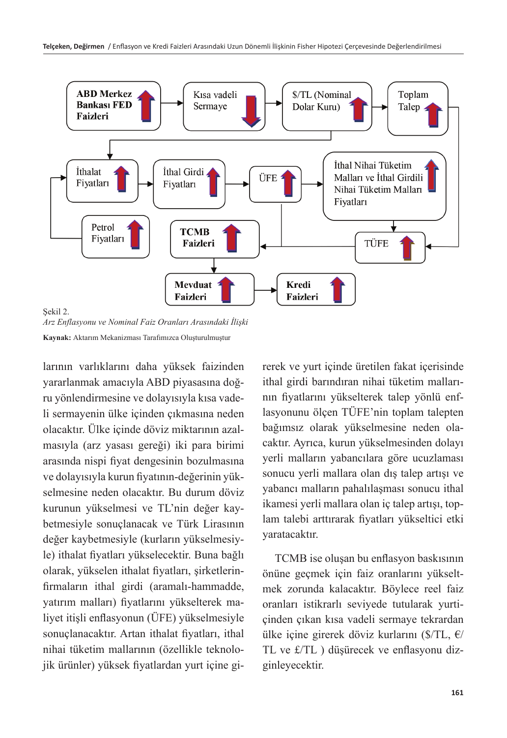Şekil 2.

*Arz Enflasyonu ve Nominal Faiz Oranları Arasındaki İlişki*

**Kaynak:** Aktarım Mekanizması Tarafımızca Oluşturulmuştur

larının varlıklarını daha yüksek faizinden yararlanmak amacıyla ABD piyasasına doğru yönlendirmesine ve dolayısıyla kısa vadeli sermayenin ülke içinden çıkmasına neden olacaktır. Ülke içinde döviz miktarının azalmasıyla (arz yasası gereği) iki para birimi arasında nispi fiyat dengesinin bozulmasına ve dolayısıyla kurun fiyatının-değerinin yükselmesine neden olacaktır. Bu durum döviz kurunun yükselmesi ve TL'nin değer kaybetmesiyle sonuçlanacak ve Türk Lirasının değer kaybetmesiyle (kurların yükselmesiyle) ithalat fiyatları yükselecektir. Buna bağlı olarak, yükselen ithalat fiyatları, şirketlerin-firmaların ithal girdi (aramalı-hammadde, yatırım malları) fiyatlarını yükselterek maliyet itişli enflasyonun (ÜFE) yükselmesiyle sonuçlanacaktır. Artan ithalat fiyatları, ithal nihai tüketim mallarının (özellikle teknolojik ürünler) yüksek fiyatlardan yurt içine girerek ve yurt içinde üretilen fakat içerisinde ithal girdi barındıran nihai tüketim mallarının fiyatlarını yükselterek talep yönlü enflasyonunu ölçen TÜFE'nin toplam talepten bağımsız olarak yükselmesine neden olacaktır. Ayrıca, kurun yükselmesinden dolayı yerli malların yabancılara göre ucuzlaması sonucu yerli mallara olan dış talep artışı ve yabancı malların pahalılaşması sonucu ithal ikamesi yerli mallara olan iç talep artışı, toplam talebi arttırarak fiyatları yükseltici etki yaratacaktır.

TCMB ise oluşan bu enflasyon baskısının önüne geçmek için faiz oranlarını yükseltmek zorunda kalacaktır. Böylece reel faiz oranları istikrarlı seviyede tutularak yurtiçinden çıkan kısa vadeli sermaye tekrardan ülke içine girerek döviz kurlarını ($/TL, €/TL ve £/TL ) düşürecek ve enflasyonu dizginleyecektir.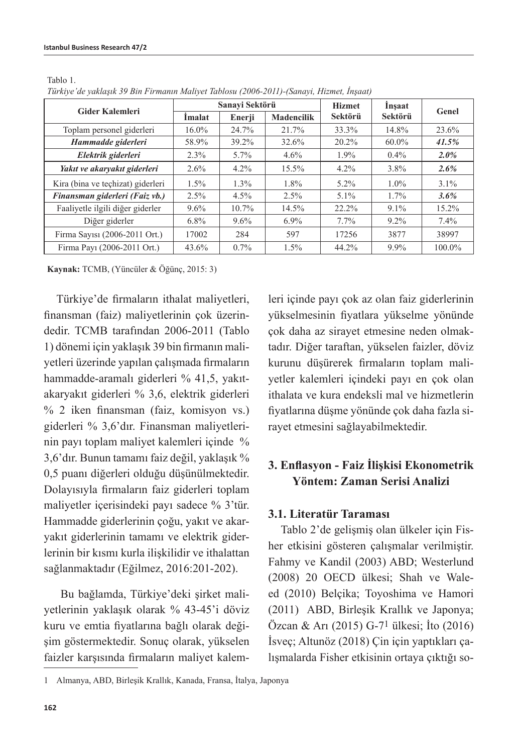Tablo 1.

*Türkiye'de yaklaşık 39 Bin Firmanın Maliyet Tablosu (2006-2011)-(Sanayi, Hizmet, İnşaat)*

| Gider Kalemleri | Sanayi Sektörü | | | Hizmet Sektörü | İnşaat Sektörü | Genel |
|---|---|---|---|---|---|---|
| | İmalat | Enerji | Madencilik | | | |
| Toplam personel giderleri | 16.0% | 24.7% | 21.7% | 33.3% | 14.8% | 23.6% |
| ***Hammadde giderleri*** | 58.9% | 39.2% | 32.6% | 20.2% | 60.0% | ***41.5%*** |
| ***Elektrik giderleri*** | 2.3% | 5.7% | 4.6% | 1.9% | 0.4% | ***2.0%*** |
| ***Yakıt ve akaryakıt giderleri*** | 2.6% | 4.2% | 15.5% | 4.2% | 3.8% | ***2.6%*** |
| Kira (bina ve teçhizat) giderleri | 1.5% | 1.3% | 1.8% | 5.2% | 1.0% | 3.1% |
| ***Finansman giderleri (Faiz vb.)*** | 2.5% | 4.5% | 2.5% | 5.1% | 1.7% | ***3.6%*** |
| Faaliyetle ilgili diğer giderler | 9.6% | 10.7% | 14.5% | 22.2% | 9.1% | 15.2% |
| Diğer giderler | 6.8% | 9.6% | 6.9% | 7.7% | 9.2% | 7.4% |
| Firma Sayısı (2006-2011 Ort.) | 17002 | 284 | 597 | 17256 | 3877 | 38997 |
| Firma Payı (2006-2011 Ort.) | 43.6% | 0.7% | 1.5% | 44.2% | 9.9% | 100.0% |

**Kaynak:** TCMB, (Yüncüler & Öğünç, 2015: 3)

Türkiye'de firmaların ithalat maliyetleri, finansman (faiz) maliyetlerinin çok üzerindedir. TCMB tarafından 2006-2011 (Tablo 1) dönemi için yaklaşık 39 bin firmanın maliyetleri üzerinde yapılan çalışmada firmaların hammadde-aramalı giderleri % 41,5, yakıt-akaryakıt giderleri % 3,6, elektrik giderleri % 2 iken finansman (faiz, komisyon vs.) giderleri % 3,6'dır. Finansman maliyetlerinin payı toplam maliyet kalemleri içinde % 3,6'dır. Bunun tamamı faiz değil, yaklaşık % 0,5 puanı diğerleri olduğu düşünülmektedir. Dolayısıyla firmaların faiz giderleri toplam maliyetler içerisindeki payı sadece % 3'tür. Hammadde giderlerinin çoğu, yakıt ve akaryakıt giderlerinin tamamı ve elektrik giderlerinin bir kısmı kurla ilişkilidir ve ithalattan sağlanmaktadır (Eğilmez, 2016:201-202).

Bu bağlamda, Türkiye'deki şirket maliyetlerinin yaklaşık olarak % 43-45'i döviz kuru ve emtia fiyatlarına bağlı olarak değişim göstermektedir. Sonuç olarak, yükselen faizler karşısında firmaların maliyet kalemleri içinde payı çok az olan faiz giderlerinin yükselmesinin fiyatlara yükselme yönünde çok daha az sirayet etmesine neden olmaktadır. Diğer taraftan, yükselen faizler, döviz kurunu düşürerek firmaların toplam maliyetler kalemleri içindeki payı en çok olan ithalata ve kura endeksli mal ve hizmetlerin fiyatlarına düşme yönünde çok daha fazla sirayet etmesini sağlayabilmektedir.

## 3. Enflasyon - Faiz İlişkisi Ekonometrik Yöntem: Zaman Serisi Analizi

### 3.1. Literatür Taraması

Tablo 2'de gelişmiş olan ülkeler için Fisher etkisini gösteren çalışmalar verilmiştir. Fahmy ve Kandil (2003) ABD; Westerlund (2008) 20 OECD ülkesi; Shah ve Waleed (2010) Belçika; Toyoshima ve Hamori (2011) ABD, Birleşik Krallık ve Japonya; Özcan & Arı (2015) G-7[1] ülkesi; İto (2016) İsveç; Altunöz (2018) Çin için yaptıkları çalışmalarda Fisher etkisinin ortaya çıktığı so-

1 Almanya, ABD, Birleşik Krallık, Kanada, Fransa, İtalya, Japonya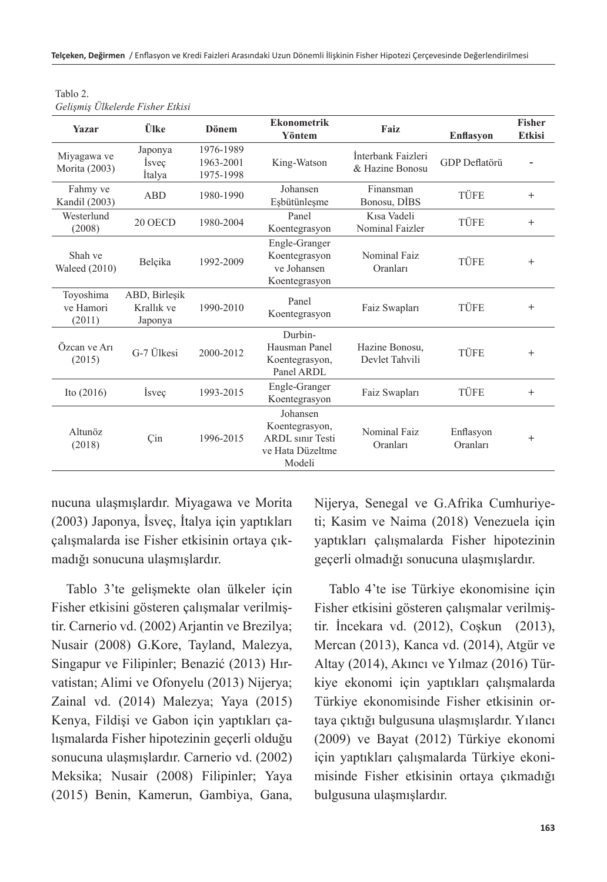Tablo 2.
*Gelişmiş Ülkelerde Fisher Etkisi*

| Yazar | Ülke | Dönem | Ekonometrik Yöntem | Faiz | Enflasyon | Fisher Etkisi |
|---|---|---|---|---|---|---|
| Miyagawa ve Morita (2003) | Japonya İsveç İtalya | 1976-1989 1963-2001 1975-1998 | King-Watson | İnterbank Faizleri & Hazine Bonosu | GDP Deflatörü | - |
| Fahmy ve Kandil (2003) | ABD | 1980-1990 | Johansen Eşbütünleşme | Finansman Bonosu, DİBS | TÜFE | + |
| Westerlund (2008) | 20 OECD | 1980-2004 | Panel Koentegrasyon | Kısa Vadeli Nominal Faizler | TÜFE | + |
| Shah ve Waleed (2010) | Belçika | 1992-2009 | Engle-Granger Koentegrasyon ve Johansen Koentegrasyon | Nominal Faiz Oranları | TÜFE | + |
| Toyoshima ve Hamori (2011) | ABD, Birleşik Krallık ve Japonya | 1990-2010 | Panel Koentegrasyon | Faiz Swapları | TÜFE | + |
| Özcan ve Arı (2015) | G-7 Ülkesi | 2000-2012 | Durbin-Hausman Panel Koentegrasyon, Panel ARDL | Hazine Bonosu, Devlet Tahvili | TÜFE | + |
| Ito (2016) | İsveç | 1993-2015 | Engle-Granger Koentegrasyon | Faiz Swapları | TÜFE | + |
| Altunöz (2018) | Çin | 1996-2015 | Johansen Koentegrasyon, ARDL sınır Testi ve Hata Düzeltme Modeli | Nominal Faiz Oranları | Enflasyon Oranları | + |

nucuna ulaşmışlardır. Miyagawa ve Morita (2003) Japonya, İsveç, İtalya için yaptıkları çalışmalarda ise Fisher etkisinin ortaya çıkmadığı sonucuna ulaşmışlardır.

Tablo 3'te gelişmekte olan ülkeler için Fisher etkisini gösteren çalışmalar verilmiştir. Carnerio vd. (2002) Arjantin ve Brezilya; Nusair (2008) G.Kore, Tayland, Malezya, Singapur ve Filipinler; Benazić (2013) Hırvatistan; Alimi ve Ofonyelu (2013) Nijerya; Zainal vd. (2014) Malezya; Yaya (2015) Kenya, Fildişi ve Gabon için yaptıkları çalışmalarda Fisher hipotezinin geçerli olduğu sonucuna ulaşmışlardır. Carnerio vd. (2002) Meksika; Nusair (2008) Filipinler; Yaya (2015) Benin, Kamerun, Gambiya, Gana, Nijerya, Senegal ve G.Afrika Cumhuriyeti; Kasim ve Naima (2018) Venezuela için yaptıkları çalışmalarda Fisher hipotezinin geçerli olmadığı sonucuna ulaşmışlardır.

Tablo 4'te ise Türkiye ekonomisine için Fisher etkisini gösteren çalışmalar verilmiştir. İncekara vd. (2012), Coşkun (2013), Mercan (2013), Kanca vd. (2014), Atgür ve Altay (2014), Akıncı ve Yılmaz (2016) Türkiye ekonomi için yaptıkları çalışmalarda Türkiye ekonomisinde Fisher etkisinin ortaya çıktığı bulgusuna ulaşmışlardır. Yılancı (2009) ve Bayat (2012) Türkiye ekonomi için yaptıkları çalışmalarda Türkiye ekonimisinde Fisher etkisinin ortaya çıkmadığı bulgusuna ulaşmışlardır.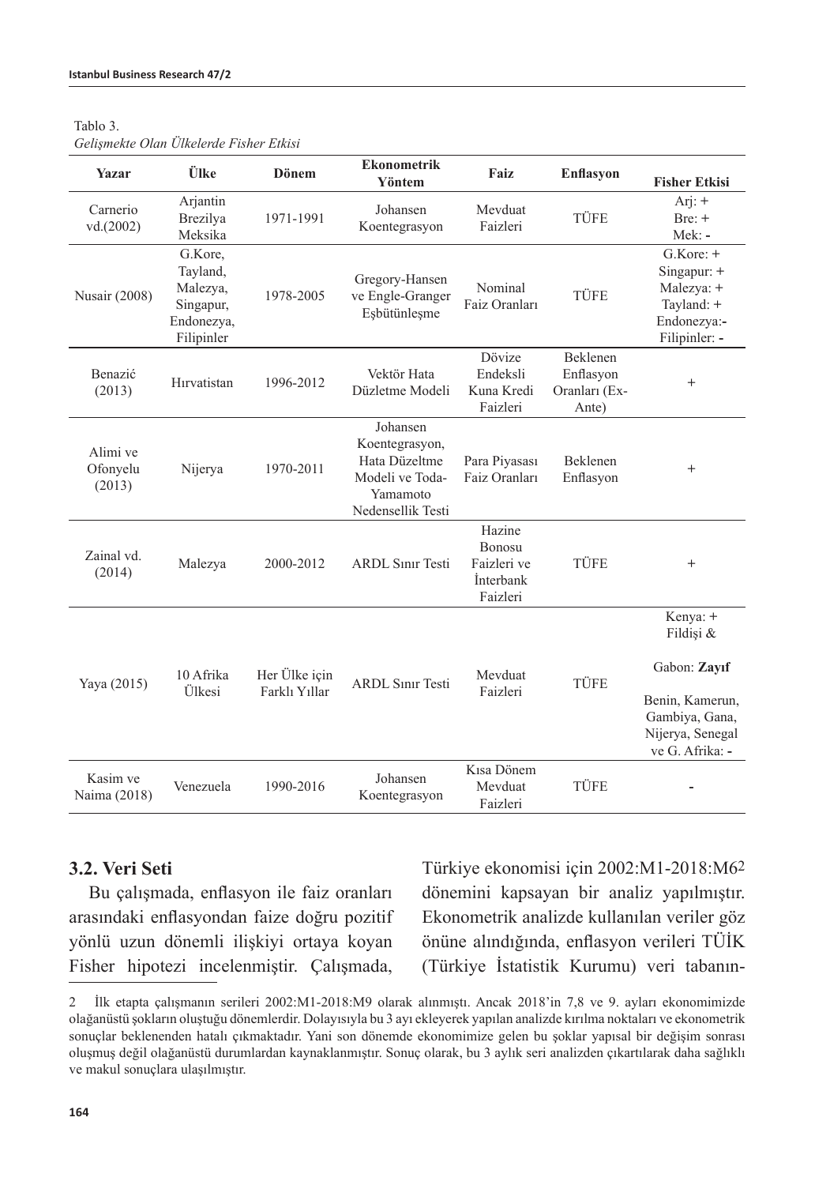Tablo 3.

*Gelişmekte Olan Ülkelerde Fisher Etkisi*

| Yazar | Ülke | Dönem | Ekonometrik Yöntem | Faiz | Enflasyon | Fisher Etkisi |
|---|---|---|---|---|---|---|
| Carnerio vd.(2002) | Arjantin Brezilya Meksika | 1971-1991 | Johansen Koentegrasyon | Mevduat Faizleri | TÜFE | Arj: + Bre: + Mek: **-** |
| Nusair (2008) | G.Kore, Tayland, Malezya, Singapur, Endonezya, Filipinler | 1978-2005 | Gregory-Hansen ve Engle-Granger Eşbütünleşme | Nominal Faiz Oranları | TÜFE | G.Kore: + Singapur: + Malezya: + Tayland: + Endonezya:**-** Filipinler: **-** |
| Benazić (2013) | Hırvatistan | 1996-2012 | Vektör Hata Düzletme Modeli | Dövize Endeksli Kuna Kredi Faizleri | Beklenen Enflasyon Oranları (Ex-Ante) | + |
| Alimi ve Ofonyelu (2013) | Nijerya | 1970-2011 | Johansen Koentegrasyon, Hata Düzeltme Modeli ve Toda-Yamamoto Nedensellik Testi | Para Piyasası Faiz Oranları | Beklenen Enflasyon | + |
| Zainal vd. (2014) | Malezya | 2000-2012 | ARDL Sınır Testi | Hazine Bonosu Faizleri ve İnterbank Faizleri | TÜFE | + |
| Yaya (2015) | 10 Afrika Ülkesi | Her Ülke için Farklı Yıllar | ARDL Sınır Testi | Mevduat Faizleri | TÜFE | Kenya: + Fildişi & Gabon: **Zayıf** Benin, Kamerun, Gambiya, Gana, Nijerya, Senegal ve G. Afrika: **-** |
| Kasim ve Naima (2018) | Venezuela | 1990-2016 | Johansen Koentegrasyon | Kısa Dönem Mevduat Faizleri | TÜFE | **-** |

### 3.2. Veri Seti

Bu çalışmada, enflasyon ile faiz oranları arasındaki enflasyondan faize doğru pozitif yönlü uzun dönemli ilişkiyi ortaya koyan Fisher hipotezi incelenmiştir. Çalışmada, Türkiye ekonomisi için 2002:M1-2018:M6[2] dönemini kapsayan bir analiz yapılmıştır. Ekonometrik analizde kullanılan veriler göz önüne alındığında, enflasyon verileri TÜİK (Türkiye İstatistik Kurumu) veri tabanın-

2 İlk etapta çalışmanın serileri 2002:M1-2018:M9 olarak alınmıştı. Ancak 2018'in 7,8 ve 9. ayları ekonomimizde olağanüstü şokların oluştuğu dönemlerdir. Dolayısıyla bu 3 ayı ekleyerek yapılan analizde kırılma noktaları ve ekonometrik sonuçlar beklenenden hatalı çıkmaktadır. Yani son dönemde ekonomimize gelen bu şoklar yapısal bir değişim sonrası oluşmuş değil olağanüstü durumlardan kaynaklanmıştır. Sonuç olarak, bu 3 aylık seri analizden çıkartılarak daha sağlıklı ve makul sonuçlara ulaşılmıştır.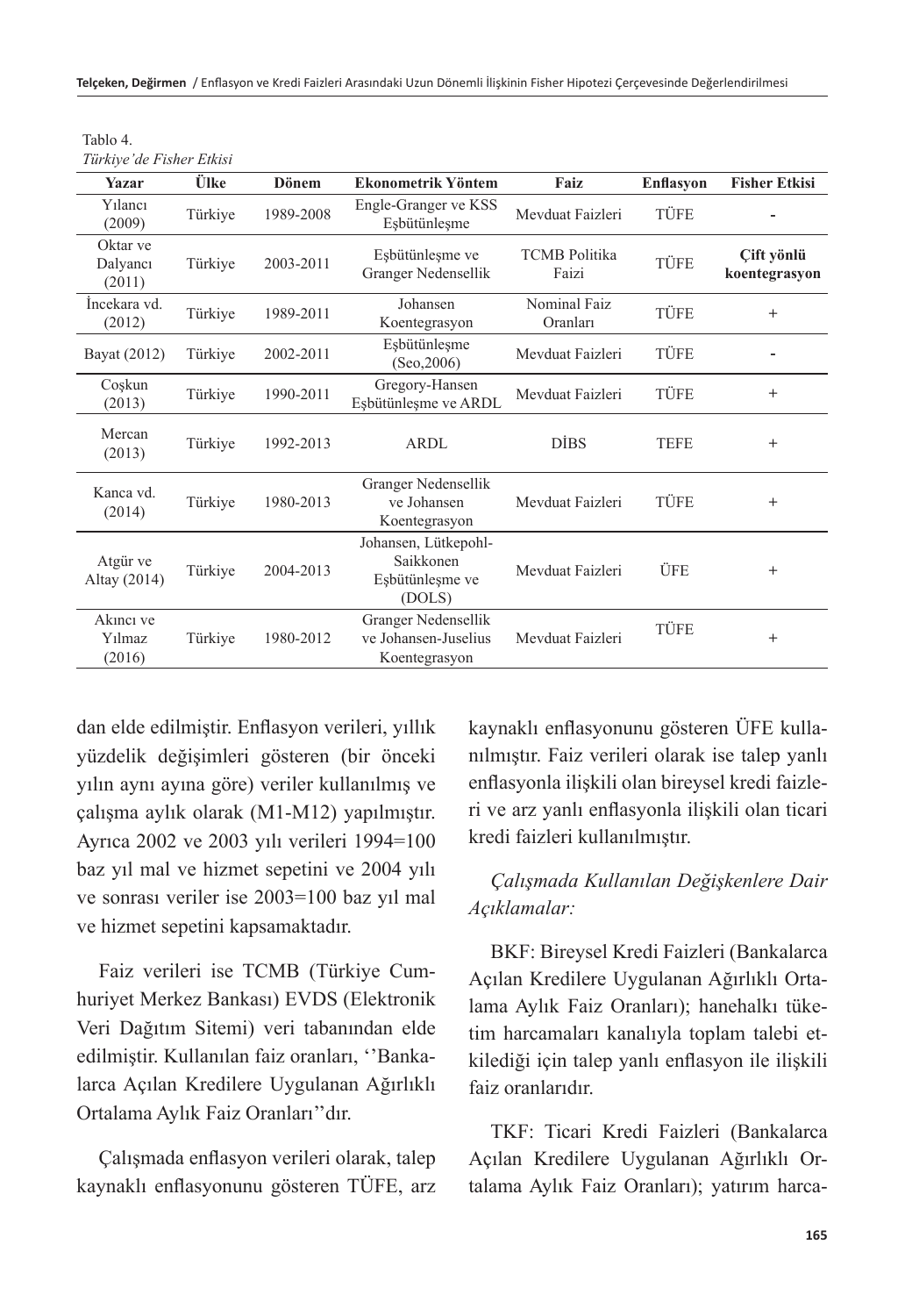Tablo 4.
*Türkiye'de Fisher Etkisi*

| Yazar | Ülke | Dönem | Ekonometrik Yöntem | Faiz | Enflasyon | Fisher Etkisi |
|---|---|---|---|---|---|---|
| Yılancı (2009) | Türkiye | 1989-2008 | Engle-Granger ve KSS Eşbütünleşme | Mevduat Faizleri | TÜFE | - |
| Oktar ve Dalyancı (2011) | Türkiye | 2003-2011 | Eşbütünleşme ve Granger Nedensellik | TCMB Politika Faizi | TÜFE | **Çift yönlü koentegrasyon** |
| İncekara vd. (2012) | Türkiye | 1989-2011 | Johansen Koentegrasyon | Nominal Faiz Oranları | TÜFE | + |
| Bayat (2012) | Türkiye | 2002-2011 | Eşbütünleşme (Seo,2006) | Mevduat Faizleri | TÜFE | - |
| Coşkun (2013) | Türkiye | 1990-2011 | Gregory-Hansen Eşbütünleşme ve ARDL | Mevduat Faizleri | TÜFE | + |
| Mercan (2013) | Türkiye | 1992-2013 | ARDL | DİBS | TEFE | + |
| Kanca vd. (2014) | Türkiye | 1980-2013 | Granger Nedensellik ve Johansen Koentegrasyon | Mevduat Faizleri | TÜFE | + |
| Atgür ve Altay (2014) | Türkiye | 2004-2013 | Johansen, Lütkepohl-Saikkonen Eşbütünleşme ve (DOLS) | Mevduat Faizleri | ÜFE | + |
| Akıncı ve Yılmaz (2016) | Türkiye | 1980-2012 | Granger Nedensellik ve Johansen-Juselius Koentegrasyon | Mevduat Faizleri | TÜFE | + |

dan elde edilmiştir. Enflasyon verileri, yıllık yüzdelik değişimleri gösteren (bir önceki yılın aynı ayına göre) veriler kullanılmış ve çalışma aylık olarak (M1-M12) yapılmıştır. Ayrıca 2002 ve 2003 yılı verileri 1994=100 baz yıl mal ve hizmet sepetini ve 2004 yılı ve sonrası veriler ise 2003=100 baz yıl mal ve hizmet sepetini kapsamaktadır.

Faiz verileri ise TCMB (Türkiye Cumhuriyet Merkez Bankası) EVDS (Elektronik Veri Dağıtım Sitemi) veri tabanından elde edilmiştir. Kullanılan faiz oranları, ''Bankalarca Açılan Kredilere Uygulanan Ağırlıklı Ortalama Aylık Faiz Oranları''dır.

Çalışmada enflasyon verileri olarak, talep kaynaklı enflasyonunu gösteren TÜFE, arz kaynaklı enflasyonunu gösteren ÜFE kullanılmıştır. Faiz verileri olarak ise talep yanlı enflasyonla ilişkili olan bireysel kredi faizleri ve arz yanlı enflasyonla ilişkili olan ticari kredi faizleri kullanılmıştır.

*Çalışmada Kullanılan Değişkenlere Dair Açıklamalar:*

BKF: Bireysel Kredi Faizleri (Bankalarca Açılan Kredilere Uygulanan Ağırlıklı Ortalama Aylık Faiz Oranları); hanehalkı tüketim harcamaları kanalıyla toplam talebi etkilediği için talep yanlı enflasyon ile ilişkili faiz oranlarıdır.

TKF: Ticari Kredi Faizleri (Bankalarca Açılan Kredilere Uygulanan Ağırlıklı Ortalama Aylık Faiz Oranları); yatırım harca-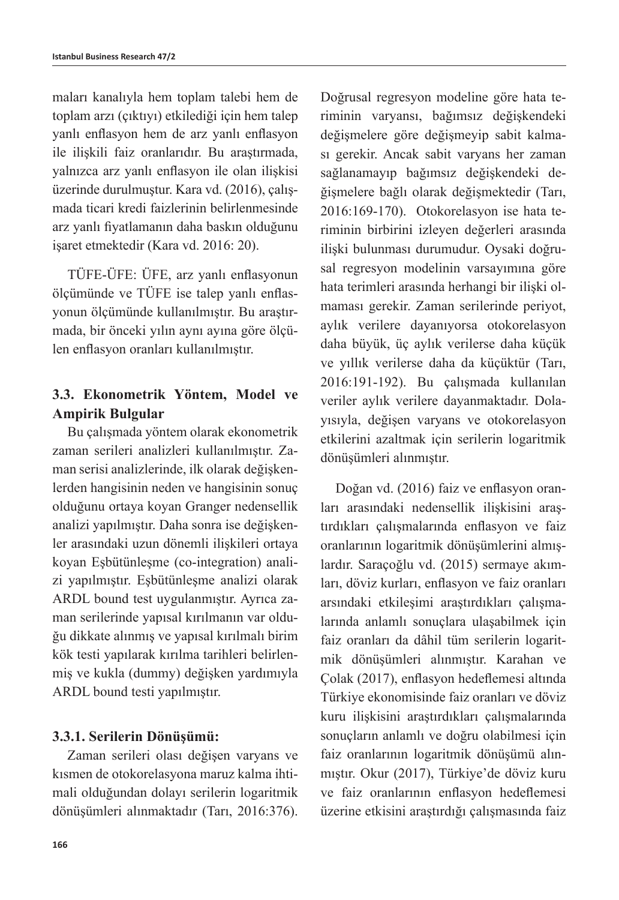maları kanalıyla hem toplam talebi hem de toplam arzı (çıktıyı) etkilediği için hem talep yanlı enflasyon hem de arz yanlı enflasyon ile ilişkili faiz oranlarıdır. Bu araştırmada, yalnızca arz yanlı enflasyon ile olan ilişkisi üzerinde durulmuştur. Kara vd. (2016), çalışmada ticari kredi faizlerinin belirlenmesinde arz yanlı fiyatlamanın daha baskın olduğunu işaret etmektedir (Kara vd. 2016: 20).

TÜFE-ÜFE: ÜFE, arz yanlı enflasyonun ölçümünde ve TÜFE ise talep yanlı enflasyonun ölçümünde kullanılmıştır. Bu araştırmada, bir önceki yılın aynı ayına göre ölçülen enflasyon oranları kullanılmıştır.

### 3.3. Ekonometrik Yöntem, Model ve Ampirik Bulgular

Bu çalışmada yöntem olarak ekonometrik zaman serileri analizleri kullanılmıştır. Zaman serisi analizlerinde, ilk olarak değişkenlerden hangisinin neden ve hangisinin sonuç olduğunu ortaya koyan Granger nedensellik analizi yapılmıştır. Daha sonra ise değişkenler arasındaki uzun dönemli ilişkileri ortaya koyan Eşbütünleşme (co-integration) analizi yapılmıştır. Eşbütünleşme analizi olarak ARDL bound test uygulanmıştır. Ayrıca zaman serilerinde yapısal kırılmanın var olduğu dikkate alınmış ve yapısal kırılmalı birim kök testi yapılarak kırılma tarihleri belirlenmiş ve kukla (dummy) değişken yardımıyla ARDL bound testi yapılmıştır.

#### 3.3.1. Serilerin Dönüşümü:

Zaman serileri olası değişen varyans ve kısmen de otokorelasyona maruz kalma ihtimali olduğundan dolayı serilerin logaritmik dönüşümleri alınmaktadır (Tarı, 2016:376). Doğrusal regresyon modeline göre hata teriminin varyansı, bağımsız değişkendeki değişmelere göre değişmeyip sabit kalması gerekir. Ancak sabit varyans her zaman sağlanamayıp bağımsız değişkendeki değişmelere bağlı olarak değişmektedir (Tarı, 2016:169-170). Otokorelasyon ise hata teriminin birbirini izleyen değerleri arasında ilişki bulunması durumudur. Oysaki doğrusal regresyon modelinin varsayımına göre hata terimleri arasında herhangi bir ilişki olmaması gerekir. Zaman serilerinde periyot, aylık verilere dayanıyorsa otokorelasyon daha büyük, üç aylık verilerse daha küçük ve yıllık verilerse daha da küçüktür (Tarı, 2016:191-192). Bu çalışmada kullanılan veriler aylık verilere dayanmaktadır. Dolayısıyla, değişen varyans ve otokorelasyon etkilerini azaltmak için serilerin logaritmik dönüşümleri alınmıştır.

Doğan vd. (2016) faiz ve enflasyon oranları arasındaki nedensellik ilişkisini araştırdıkları çalışmalarında enflasyon ve faiz oranlarının logaritmik dönüşümlerini almışlardır. Saraçoğlu vd. (2015) sermaye akımları, döviz kurları, enflasyon ve faiz oranları arsındaki etkileşimi araştırdıkları çalışmalarında anlamlı sonuçlara ulaşabilmek için faiz oranları da dâhil tüm serilerin logaritmik dönüşümleri alınmıştır. Karahan ve Çolak (2017), enflasyon hedeflemesi altında Türkiye ekonomisinde faiz oranları ve döviz kuru ilişkisini araştırdıkları çalışmalarında sonuçların anlamlı ve doğru olabilmesi için faiz oranlarının logaritmik dönüşümü alınmıştır. Okur (2017), Türkiye'de döviz kuru ve faiz oranlarının enflasyon hedeflemesi üzerine etkisini araştırdığı çalışmasında faiz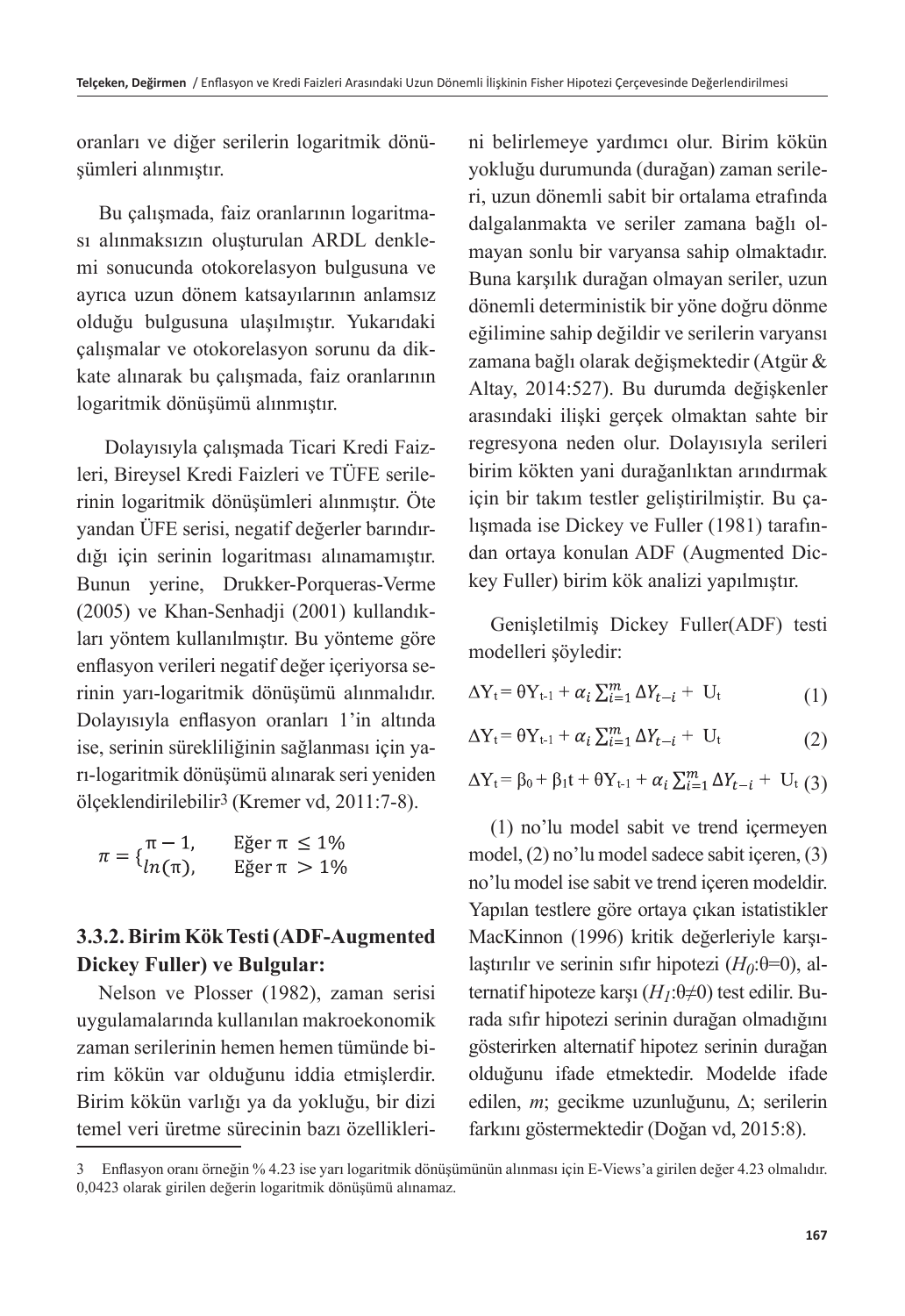oranları ve diğer serilerin logaritmik dönüşümleri alınmıştır.

Bu çalışmada, faiz oranlarının logaritması alınmaksızın oluşturulan ARDL denklemi sonucunda otokorelasyon bulgusuna ve ayrıca uzun dönem katsayılarının anlamsız olduğu bulgusuna ulaşılmıştır. Yukarıdaki çalışmalar ve otokorelasyon sorunu da dikkate alınarak bu çalışmada, faiz oranlarının logaritmik dönüşümü alınmıştır.

Dolayısıyla çalışmada Ticari Kredi Faizleri, Bireysel Kredi Faizleri ve TÜFE serilerinin logaritmik dönüşümleri alınmıştır. Öte yandan ÜFE serisi, negatif değerler barındırdığı için serinin logaritması alınamamıştır. Bunun yerine, Drukker-Porqueras-Verme (2005) ve Khan-Senhadji (2001) kullandıkları yöntem kullanılmıştır. Bu yönteme göre enflasyon verileri negatif değer içeriyorsa serinin yarı-logaritmik dönüşümü alınmalıdır. Dolayısıyla enflasyon oranları 1'in altında ise, serinin sürekliliğinin sağlanması için yarı-logaritmik dönüşümü alınarak seri yeniden ölçeklendirilebilir[3] (Kremer vd, 2011:7-8).

$$\pi = \begin{cases} \pi - 1, & \text{Eğer } \pi \leq 1\% \\ ln(\pi), & \text{Eğer } \pi > 1\% \end{cases}$$

### 3.3.2. Birim Kök Testi (ADF-Augmented Dickey Fuller) ve Bulgular:

Nelson ve Plosser (1982), zaman serisi uygulamalarında kullanılan makroekonomik zaman serilerinin hemen hemen tümünde birim kökün var olduğunu iddia etmişlerdir. Birim kökün varlığı ya da yokluğu, bir dizi temel veri üretme sürecinin bazı özelliklerini belirlemeye yardımcı olur. Birim kökün yokluğu durumunda (durağan) zaman serileri, uzun dönemli sabit bir ortalama etrafında dalgalanmakta ve seriler zamana bağlı olmayan sonlu bir varyansa sahip olmaktadır. Buna karşılık durağan olmayan seriler, uzun dönemli deterministik bir yöne doğru dönme eğilimine sahip değildir ve serilerin varyansı zamana bağlı olarak değişmektedir (Atgür & Altay, 2014:527). Bu durumda değişkenler arasındaki ilişki gerçek olmaktan sahte bir regresyona neden olur. Dolayısıyla serileri birim kökten yani durağanlıktan arındırmak için bir takım testler geliştirilmiştir. Bu çalışmada ise Dickey ve Fuller (1981) tarafından ortaya konulan ADF (Augmented Dickey Fuller) birim kök analizi yapılmıştır.

Genişletilmiş Dickey Fuller(ADF) testi modelleri şöyledir:

$$\Delta Y_t = \theta Y_{t-1} + \alpha_i \sum_{i=1}^{m} \Delta Y_{t-i} + U_t \quad (1)$$

$$\Delta Y_t = \theta Y_{t-1} + \alpha_i \sum_{i=1}^{m} \Delta Y_{t-i} + U_t \quad (2)$$

$$\Delta Y_t = \beta_0 + \beta_1 t + \theta Y_{t-1} + \alpha_i \sum_{i=1}^{m} \Delta Y_{t-i} + U_t \quad (3)$$

(1) no'lu model sabit ve trend içermeyen model, (2) no'lu model sadece sabit içeren, (3) no'lu model ise sabit ve trend içeren modeldir. Yapılan testlere göre ortaya çıkan istatistikler MacKinnon (1996) kritik değerleriyle karşılaştırılır ve serinin sıfır hipotezi ($H_0$:θ=0), alternatif hipoteze karşı ($H_1$:θ≠0) test edilir. Burada sıfır hipotezi serinin durağan olmadığını gösterirken alternatif hipotez serinin durağan olduğunu ifade etmektedir. Modelde ifade edilen, *m*; gecikme uzunluğunu, Δ; serilerin farkını göstermektedir (Doğan vd, 2015:8).

---

3 Enflasyon oranı örneğin % 4.23 ise yarı logaritmik dönüşümünün alınması için E-Views'a girilen değer 4.23 olmalıdır. 0,0423 olarak girilen değerin logaritmik dönüşümü alınamaz.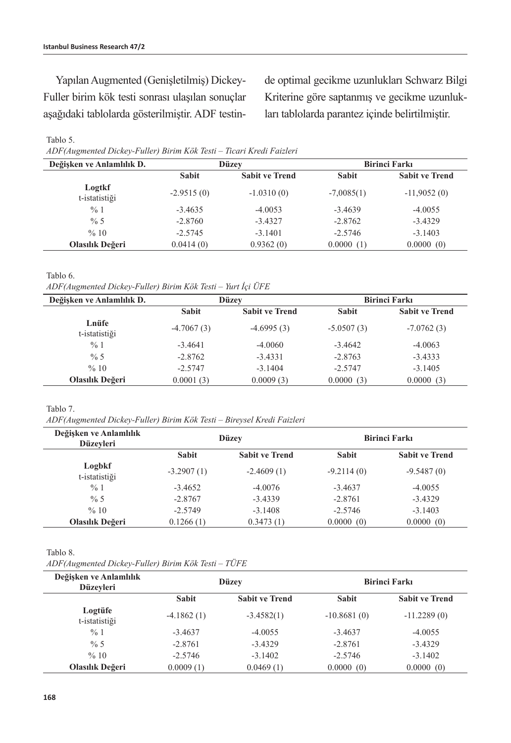Yapılan Augmented (Genişletilmiş) Dickey-Fuller birim kök testi sonrası ulaşılan sonuçlar aşağıdaki tablolarda gösterilmiştir. ADF testinde optimal gecikme uzunlukları Schwarz Bilgi Kriterine göre saptanmış ve gecikme uzunlukları tablolarda parantez içinde belirtilmiştir.

Tablo 5.

*ADF(Augmented Dickey-Fuller) Birim Kök Testi – Ticari Kredi Faizleri*

| Değişken ve Anlamlılık D. | Düzey | | Birinci Farkı | |
|---|---|---|---|---|
| | **Sabit** | **Sabit ve Trend** | **Sabit** | **Sabit ve Trend** |
| **Logtkf** t-istatistiği | -2.9515 (0) | -1.0310 (0) | -7,0085(1) | -11,9052 (0) |
| % 1 | -3.4635 | -4.0053 | -3.4639 | -4.0055 |
| % 5 | -2.8760 | -3.4327 | -2.8762 | -3.4329 |
| % 10 | -2.5745 | -3.1401 | -2.5746 | -3.1403 |
| **Olasılık Değeri** | 0.0414 (0) | 0.9362 (0) | 0.0000 (1) | 0.0000 (0) |

Tablo 6.

*ADF(Augmented Dickey-Fuller) Birim Kök Testi – Yurt İçi ÜFE*

| Değişken ve Anlamlılık D. | Düzey | | Birinci Farkı | |
|---|---|---|---|---|
| | **Sabit** | **Sabit ve Trend** | **Sabit** | **Sabit ve Trend** |
| **Lnüfe** t-istatistiği | -4.7067 (3) | -4.6995 (3) | -5.0507 (3) | -7.0762 (3) |
| % 1 | -3.4641 | -4.0060 | -3.4642 | -4.0063 |
| % 5 | -2.8762 | -3.4331 | -2.8763 | -3.4333 |
| % 10 | -2.5747 | -3.1404 | -2.5747 | -3.1405 |
| **Olasılık Değeri** | 0.0001 (3) | 0.0009 (3) | 0.0000 (3) | 0.0000 (3) |

Tablo 7.

*ADF(Augmented Dickey-Fuller) Birim Kök Testi – Bireysel Kredi Faizleri*

| Değişken ve Anlamlılık Düzeyleri | Düzey | | Birinci Farkı | |
|---|---|---|---|---|
| | **Sabit** | **Sabit ve Trend** | **Sabit** | **Sabit ve Trend** |
| **Logbkf** t-istatistiği | -3.2907 (1) | -2.4609 (1) | -9.2114 (0) | -9.5487 (0) |
| % 1 | -3.4652 | -4.0076 | -3.4637 | -4.0055 |
| % 5 | -2.8767 | -3.4339 | -2.8761 | -3.4329 |
| % 10 | -2.5749 | -3.1408 | -2.5746 | -3.1403 |
| **Olasılık Değeri** | 0.1266 (1) | 0.3473 (1) | 0.0000 (0) | 0.0000 (0) |

Tablo 8.

*ADF(Augmented Dickey-Fuller) Birim Kök Testi – TÜFE*

| Değişken ve Anlamlılık Düzeyleri | Düzey | | Birinci Farkı | |
|---|---|---|---|---|
| | **Sabit** | **Sabit ve Trend** | **Sabit** | **Sabit ve Trend** |
| **Logtüfe** t-istatistiği | -4.1862 (1) | -3.4582(1) | -10.8681 (0) | -11.2289 (0) |
| % 1 | -3.4637 | -4.0055 | -3.4637 | -4.0055 |
| % 5 | -2.8761 | -3.4329 | -2.8761 | -3.4329 |
| % 10 | -2.5746 | -3.1402 | -2.5746 | -3.1402 |
| **Olasılık Değeri** | 0.0009 (1) | 0.0469 (1) | 0.0000 (0) | 0.0000 (0) |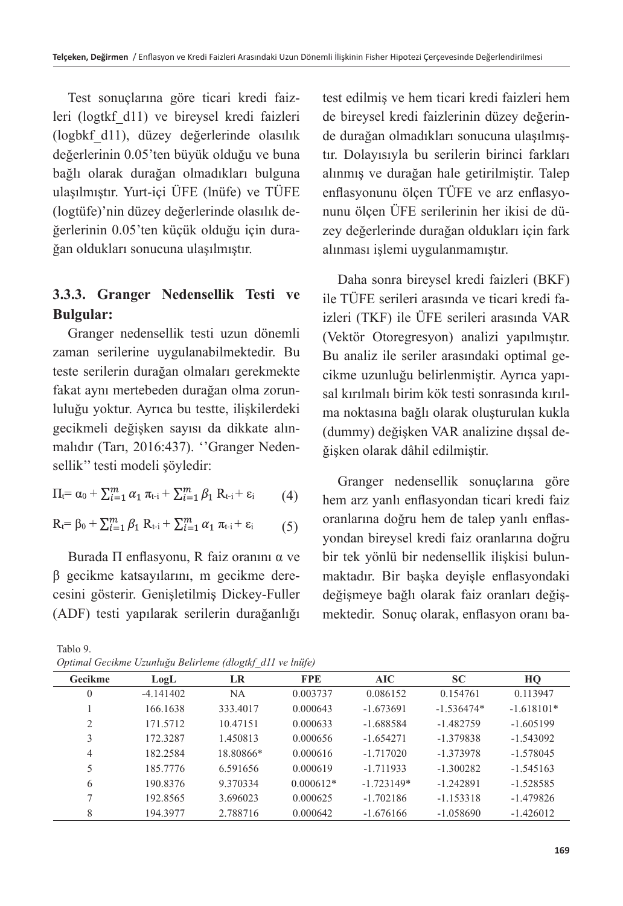Test sonuçlarına göre ticari kredi faizleri (logtkf_d11) ve bireysel kredi faizleri (logbkf_d11), düzey değerlerinde olasılık değerlerinin 0.05'ten büyük olduğu ve buna bağlı olarak durağan olmadıkları bulguna ulaşılmıştır. Yurt-içi ÜFE (lnüfe) ve TÜFE (logtüfe)'nin düzey değerlerinde olasılık değerlerinin 0.05'ten küçük olduğu için durağan oldukları sonucuna ulaşılmıştır.

### 3.3.3. Granger Nedensellik Testi ve Bulgular:

Granger nedensellik testi uzun dönemli zaman serilerine uygulanabilmektedir. Bu teste serilerin durağan olmaları gerekmekte fakat aynı mertebeden durağan olma zorunluluğu yoktur. Ayrıca bu testte, ilişkilerdeki gecikmeli değişken sayısı da dikkate alınmalıdır (Tarı, 2016:437). ''Granger Nedensellik'' testi modeli şöyledir:

$$\Pi_t = \alpha_0 + \sum_{i=1}^{m} \alpha_1 \pi_{t-i} + \sum_{i=1}^{m} \beta_1 R_{t-i} + \varepsilon_i \qquad (4)$$

$$R_t = \beta_0 + \sum_{i=1}^{m} \beta_1 R_{t-i} + \sum_{i=1}^{m} \alpha_1 \pi_{t-i} + \varepsilon_i \qquad (5)$$

Burada Π enflasyonu, R faiz oranını α ve β gecikme katsayılarını, m gecikme derecesini gösterir. Genişletilmiş Dickey-Fuller (ADF) testi yapılarak serilerin durağanlığı test edilmiş ve hem ticari kredi faizleri hem de bireysel kredi faizlerinin düzey değerinde durağan olmadıkları sonucuna ulaşılmıştır. Dolayısıyla bu serilerin birinci farkları alınmış ve durağan hale getirilmiştir. Talep enflasyonunu ölçen TÜFE ve arz enflasyonunu ölçen ÜFE serilerinin her ikisi de düzey değerlerinde durağan oldukları için fark alınması işlemi uygulanmamıştır.

Daha sonra bireysel kredi faizleri (BKF) ile TÜFE serileri arasında ve ticari kredi faizleri (TKF) ile ÜFE serileri arasında VAR (Vektör Otoregresyon) analizi yapılmıştır. Bu analiz ile seriler arasındaki optimal gecikme uzunluğu belirlenmiştir. Ayrıca yapısal kırılmalı birim kök testi sonrasında kırılma noktasına bağlı olarak oluşturulan kukla (dummy) değişken VAR analizine dışsal değişken olarak dâhil edilmiştir.

Granger nedensellik sonuçlarına göre hem arz yanlı enflasyondan ticari kredi faiz oranlarına doğru hem de talep yanlı enflasyondan bireysel kredi faiz oranlarına doğru bir tek yönlü bir nedensellik ilişkisi bulunmaktadır. Bir başka deyişle enflasyondaki değişmeye bağlı olarak faiz oranları değişmektedir. Sonuç olarak, enflasyon oranı ba-

Tablo 9.

*Optimal Gecikme Uzunluğu Belirleme (dlogtkf_d11 ve lnüfe)*

| Gecikme | LogL | LR | FPE | AIC | SC | HQ |
|---|---|---|---|---|---|---|
| 0 | -4.141402 | NA | 0.003737 | 0.086152 | 0.154761 | 0.113947 |
| 1 | 166.1638 | 333.4017 | 0.000643 | -1.673691 | -1.536474* | -1.618101* |
| 2 | 171.5712 | 10.47151 | 0.000633 | -1.688584 | -1.482759 | -1.605199 |
| 3 | 172.3287 | 1.450813 | 0.000656 | -1.654271 | -1.379838 | -1.543092 |
| 4 | 182.2584 | 18.80866* | 0.000616 | -1.717020 | -1.373978 | -1.578045 |
| 5 | 185.7776 | 6.591656 | 0.000619 | -1.711933 | -1.300282 | -1.545163 |
| 6 | 190.8376 | 9.370334 | 0.000612* | -1.723149* | -1.242891 | -1.528585 |
| 7 | 192.8565 | 3.696023 | 0.000625 | -1.702186 | -1.153318 | -1.479826 |
| 8 | 194.3977 | 2.788716 | 0.000642 | -1.676166 | -1.058690 | -1.426012 |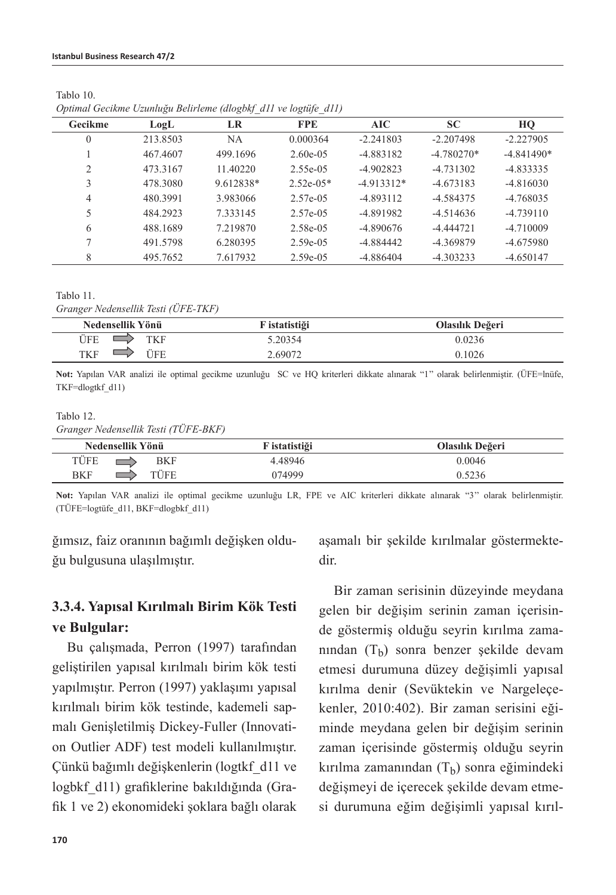Tablo 10.

*Optimal Gecikme Uzunluğu Belirleme (dlogbkf_d11 ve logtüfe_d11)*

| Gecikme | LogL | LR | FPE | AIC | SC | HQ |
|---|---|---|---|---|---|---|
| 0 | 213.8503 | NA | 0.000364 | -2.241803 | -2.207498 | -2.227905 |
| 1 | 467.4607 | 499.1696 | 2.60e-05 | -4.883182 | -4.780270* | -4.841490* |
| 2 | 473.3167 | 11.40220 | 2.55e-05 | -4.902823 | -4.731302 | -4.833335 |
| 3 | 478.3080 | 9.612838* | 2.52e-05* | -4.913312* | -4.673183 | -4.816030 |
| 4 | 480.3991 | 3.983066 | 2.57e-05 | -4.893112 | -4.584375 | -4.768035 |
| 5 | 484.2923 | 7.333145 | 2.57e-05 | -4.891982 | -4.514636 | -4.739110 |
| 6 | 488.1689 | 7.219870 | 2.58e-05 | -4.890676 | -4.444721 | -4.710009 |
| 7 | 491.5798 | 6.280395 | 2.59e-05 | -4.884442 | -4.369879 | -4.675980 |
| 8 | 495.7652 | 7.617932 | 2.59e-05 | -4.886404 | -4.303233 | -4.650147 |

Tablo 11.

*Granger Nedensellik Testi (ÜFE-TKF)*

| Nedensellik Yönü | F istatistiği | Olasılık Değeri |
|---|---|---|
| ÜFE ⇒ TKF | 5.20354 | 0.0236 |
| TKF ⇒ ÜFE | 2.69072 | 0.1026 |

**Not:** Yapılan VAR analizi ile optimal gecikme uzunluğu SC ve HQ kriterleri dikkate alınarak "1" olarak belirlenmiştir. (ÜFE=lnüfe, TKF=dlogtkf_d11)

Tablo 12.

*Granger Nedensellik Testi (TÜFE-BKF)*

| Nedensellik Yönü | F istatistiği | Olasılık Değeri |
|---|---|---|
| TÜFE ⇒ BKF | 4.48946 | 0.0046 |
| BKF ⇒ TÜFE | 074999 | 0.5236 |

**Not:** Yapılan VAR analizi ile optimal gecikme uzunluğu LR, FPE ve AIC kriterleri dikkate alınarak "3" olarak belirlenmiştir. (TÜFE=logtüfe_d11, BKF=dlogbkf_d11)

ğımsız, faiz oranının bağımlı değişken olduğu bulgusuna ulaşılmıştır.

### 3.3.4. Yapısal Kırılmalı Birim Kök Testi ve Bulgular:

Bu çalışmada, Perron (1997) tarafından geliştirilen yapısal kırılmalı birim kök testi yapılmıştır. Perron (1997) yaklaşımı yapısal kırılmalı birim kök testinde, kademeli sapmalı Genişletilmiş Dickey-Fuller (Innovation Outlier ADF) test modeli kullanılmıştır. Çünkü bağımlı değişkenlerin (logtkf_d11 ve logbkf_d11) grafiklerine bakıldığında (Grafik 1 ve 2) ekonomideki şoklara bağlı olarak aşamalı bir şekilde kırılmalar göstermektedir.

Bir zaman serisinin düzeyinde meydana gelen bir değişim serinin zaman içerisinde göstermiş olduğu seyrin kırılma zamanından ($T_b$) sonra benzer şekilde devam etmesi durumuna düzey değişimli yapısal kırılma denir (Sevüktekin ve Nargeleçekenler, 2010:402). Bir zaman serisini eğiminde meydana gelen bir değişim serinin zaman içerisinde göstermiş olduğu seyrin kırılma zamanından ($T_b$) sonra eğimindeki değişmeyi de içerecek şekilde devam etmesi durumuna eğim değişimli yapısal kırıl-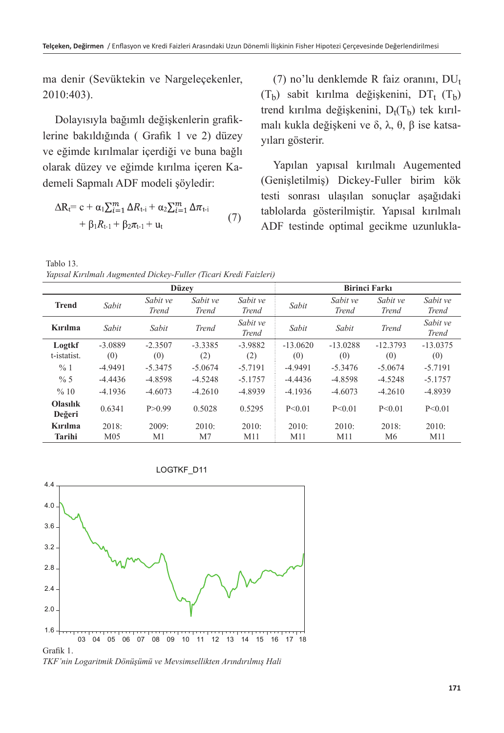ma denir (Sevüktekin ve Nargeleçekenler, 2010:403).

Dolayısıyla bağımlı değişkenlerin grafiklerine bakıldığında ( Grafik 1 ve 2) düzey ve eğimde kırılmalar içerdiği ve buna bağlı olarak düzey ve eğimde kırılma içeren Kademeli Sapmalı ADF modeli şöyledir:

$$\Delta R_t = c + \alpha_1 \sum_{i=1}^{m} \Delta R_{t-i} + \alpha_2 \sum_{i=1}^{m} \Delta \pi_{t-i} + \beta_1 R_{t-1} + \beta_2 \pi_{t-1} + u_t \qquad (7)$$

(7) no'lu denklemde R faiz oranını, $DU_t$ $(T_b)$ sabit kırılma değişkenini, $DT_t$ $(T_b)$ trend kırılma değişkenini, $D_t(T_b)$ tek kırılmalı kukla değişkeni ve δ, λ, θ, β ise katsayıları gösterir.

Yapılan yapısal kırılmalı Augemented (Genişletilmiş) Dickey-Fuller birim kök testi sonrası ulaşılan sonuçlar aşağıdaki tablolarda gösterilmiştir. Yapısal kırılmalı ADF testinde optimal gecikme uzunlukla-

Tablo 13.
*Yapısal Kırılmalı Augmented Dickey-Fuller (Ticari Kredi Faizleri)*

| | Düzey | | | | Birinci Farkı | | | |
|---|---|---|---|---|---|---|---|---|
| **Trend** | *Sabit* | *Sabit ve Trend* | *Sabit ve Trend* | *Sabit ve Trend* | *Sabit* | *Sabit ve Trend* | *Sabit ve Trend* | *Sabit ve Trend* |
| **Kırılma** | *Sabit* | *Sabit* | *Trend* | *Sabit ve Trend* | *Sabit* | *Sabit* | *Trend* | *Sabit ve Trend* |
| **Logtkf** t-istatist. | -3.0889 (0) | -2.3507 (0) | -3.3385 (2) | -3.9882 (2) | -13.0620 (0) | -13.0288 (0) | -12.3793 (0) | -13.0375 (0) |
| % 1 | -4.9491 | -5.3475 | -5.0674 | -5.7191 | -4.9491 | -5.3476 | -5.0674 | -5.7191 |
| % 5 | -4.4436 | -4.8598 | -4.5248 | -5.1757 | -4.4436 | -4.8598 | -4.5248 | -5.1757 |
| % 10 | -4.1936 | -4.6073 | -4.2610 | -4.8939 | -4.1936 | -4.6073 | -4.2610 | -4.8939 |
| **Olasılık Değeri** | 0.6341 | P>0.99 | 0.5028 | 0.5295 | P<0.01 | P<0.01 | P<0.01 | P<0.01 |
| **Kırılma Tarihi** | 2018: M05 | 2009: M1 | 2010: M7 | 2010: M11 | 2010: M11 | 2010: M11 | 2018: M6 | 2010: M11 |

Grafik 1.
*TKF'nin Logaritmik Dönüşümü ve Mevsimsellikten Arındırılmış Hali*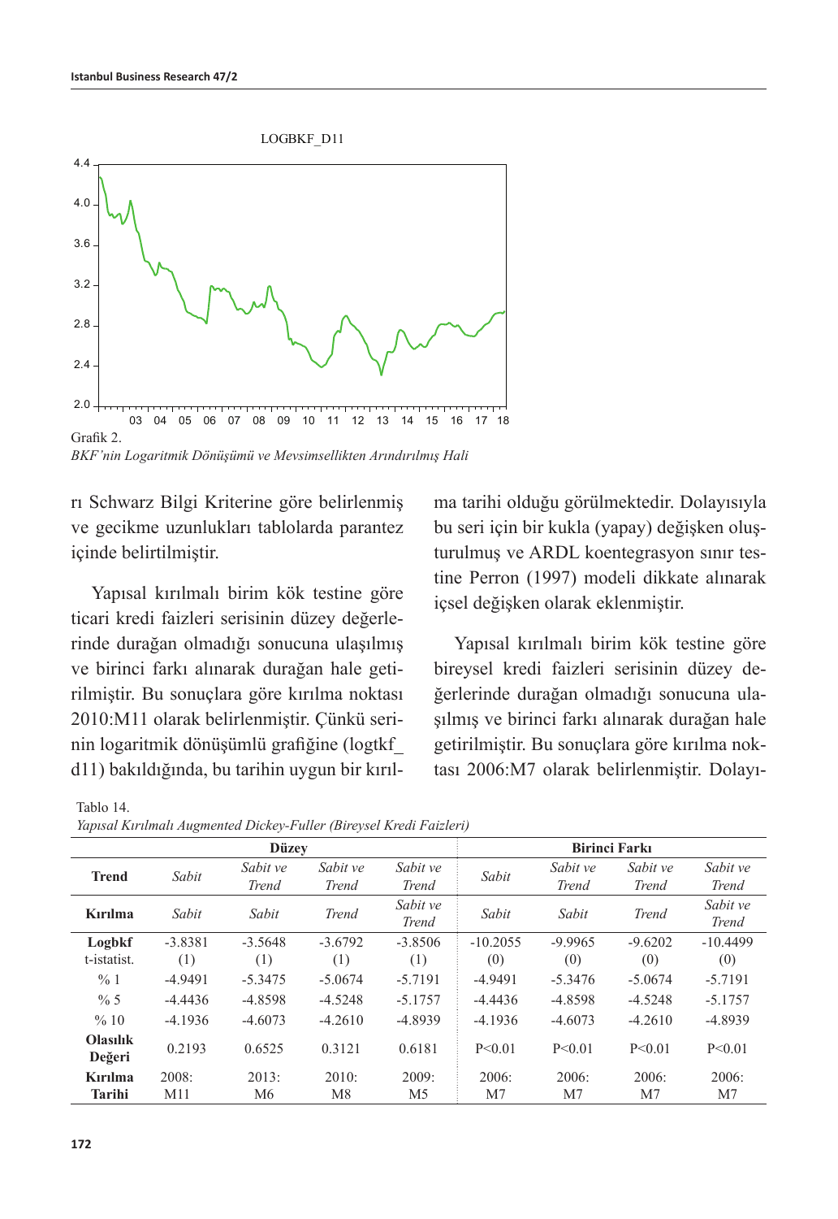Grafik 2.

*BKF'nin Logaritmik Dönüşümü ve Mevsimsellikten Arındırılmış Hali*

rı Schwarz Bilgi Kriterine göre belirlenmiş ve gecikme uzunlukları tablolarda parantez içinde belirtilmiştir.

Yapısal kırılmalı birim kök testine göre ticari kredi faizleri serisinin düzey değerlerinde durağan olmadığı sonucuna ulaşılmış ve birinci farkı alınarak durağan hale getirilmiştir. Bu sonuçlara göre kırılma noktası 2010:M11 olarak belirlenmiştir. Çünkü serinin logaritmik dönüşümlü grafiğine (logtkf_d11) bakıldığında, bu tarihin uygun bir kırılma tarihi olduğu görülmektedir. Dolayısıyla bu seri için bir kukla (yapay) değişken oluşturulmuş ve ARDL koentegrasyon sınır testine Perron (1997) modeli dikkate alınarak içsel değişken olarak eklenmiştir.

Yapısal kırılmalı birim kök testine göre bireysel kredi faizleri serisinin düzey değerlerinde durağan olmadığı sonucuna ulaşılmış ve birinci farkı alınarak durağan hale getirilmiştir. Bu sonuçlara göre kırılma noktası 2006:M7 olarak belirlenmiştir. Dolayı-

Tablo 14.

*Yapısal Kırılmalı Augmented Dickey-Fuller (Bireysel Kredi Faizleri)*

| | **Düzey** | | | | **Birinci Farkı** | | | |
|---|---|---|---|---|---|---|---|---|
| **Trend** | *Sabit* | *Sabit ve Trend* | *Sabit ve Trend* | *Sabit ve Trend* | *Sabit* | *Sabit ve Trend* | *Sabit ve Trend* | *Sabit ve Trend* |
| **Kırılma** | *Sabit* | *Sabit* | *Trend* | *Sabit ve Trend* | *Sabit* | *Sabit* | *Trend* | *Sabit ve Trend* |
| **Logbkf** t-istatist. | -3.8381 (1) | -3.5648 (1) | -3.6792 (1) | -3.8506 (1) | -10.2055 (0) | -9.9965 (0) | -9.6202 (0) | -10.4499 (0) |
| % 1 | -4.9491 | -5.3475 | -5.0674 | -5.7191 | -4.9491 | -5.3476 | -5.0674 | -5.7191 |
| % 5 | -4.4436 | -4.8598 | -4.5248 | -5.1757 | -4.4436 | -4.8598 | -4.5248 | -5.1757 |
| % 10 | -4.1936 | -4.6073 | -4.2610 | -4.8939 | -4.1936 | -4.6073 | -4.2610 | -4.8939 |
| **Olasılık Değeri** | 0.2193 | 0.6525 | 0.3121 | 0.6181 | P<0.01 | P<0.01 | P<0.01 | P<0.01 |
| **Kırılma Tarihi** | 2008: M11 | 2013: M6 | 2010: M8 | 2009: M5 | 2006: M7 | 2006: M7 | 2006: M7 | 2006: M7 |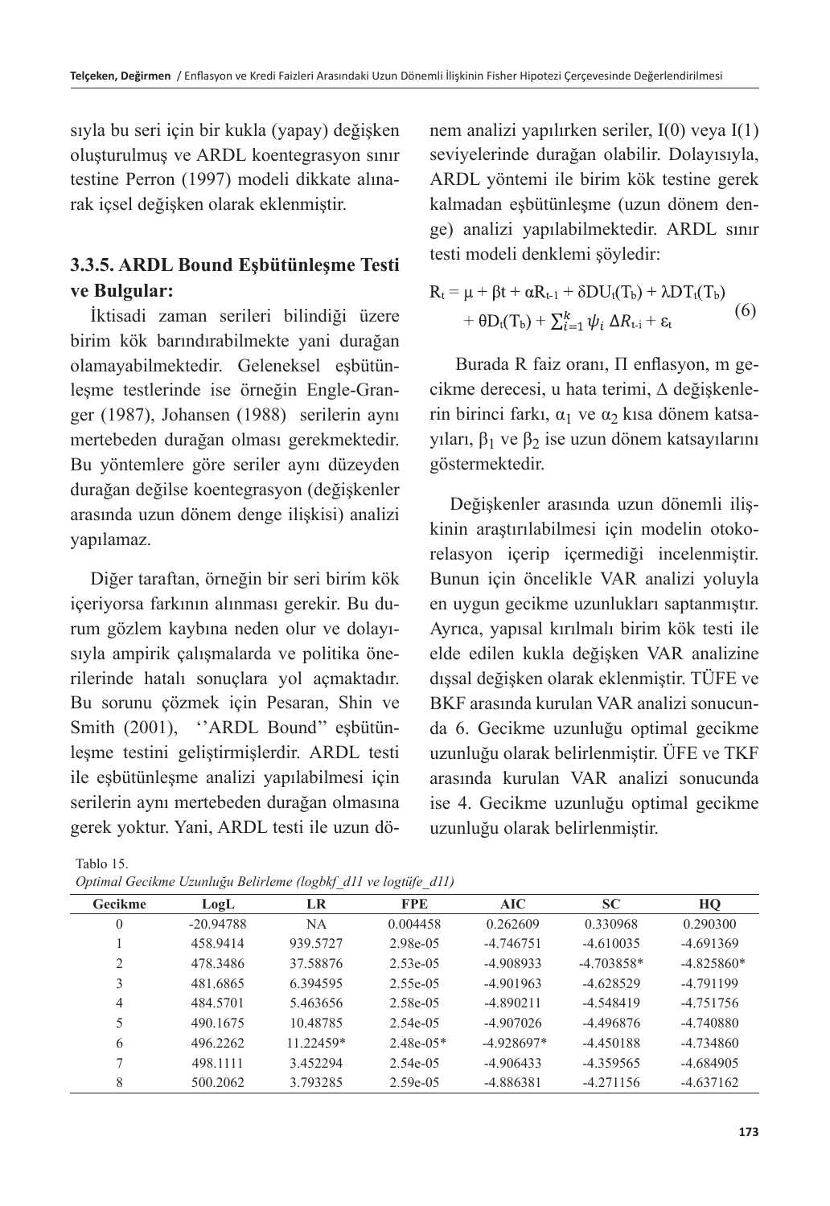sıyla bu seri için bir kukla (yapay) değişken oluşturulmuş ve ARDL koentegrasyon sınır testine Perron (1997) modeli dikkate alınarak içsel değişken olarak eklenmiştir.

### 3.3.5. ARDL Bound Eşbütünleşme Testi ve Bulgular:

İktisadi zaman serileri bilindiği üzere birim kök barındırabilmekte yani durağan olamayabilmektedir. Geleneksel eşbütünleşme testlerinde ise örneğin Engle-Granger (1987), Johansen (1988) serilerin aynı mertebeden durağan olması gerekmektedir. Bu yöntemlere göre seriler aynı düzeyden durağan değilse koentegrasyon (değişkenler arasında uzun dönem denge ilişkisi) analizi yapılamaz.

Diğer taraftan, örneğin bir seri birim kök içeriyorsa farkının alınması gerekir. Bu durum gözlem kaybına neden olur ve dolayısıyla ampirik çalışmalarda ve politika önerilerinde hatalı sonuçlara yol açmaktadır. Bu sorunu çözmek için Pesaran, Shin ve Smith (2001), ''ARDL Bound'' eşbütünleşme testini geliştirmişlerdir. ARDL testi ile eşbütünleşme analizi yapılabilmesi için serilerin aynı mertebeden durağan olmasına gerek yoktur. Yani, ARDL testi ile uzun dönem analizi yapılırken seriler, I(0) veya I(1) seviyelerinde durağan olabilir. Dolayısıyla, ARDL yöntemi ile birim kök testine gerek kalmadan eşbütünleşme (uzun dönem denge) analizi yapılabilmektedir. ARDL sınır testi modeli denklemi şöyledir:

$$R_t = \mu + \beta t + \alpha R_{t-1} + \delta DU_t(T_b) + \lambda DT_t(T_b) + \theta D_t(T_b) + \sum_{i=1}^{k} \psi_i \, \Delta R_{t-i} + \varepsilon_t \qquad (6)$$

Burada R faiz oranı, Π enflasyon, m gecikme derecesi, u hata terimi, Δ değişkenlerin birinci farkı, $\alpha_1$ ve $\alpha_2$ kısa dönem katsayıları, $\beta_1$ ve $\beta_2$ ise uzun dönem katsayılarını göstermektedir.

Değişkenler arasında uzun dönemli ilişkinin araştırılabilmesi için modelin otokorelasyon içerip içermediği incelenmiştir. Bunun için öncelikle VAR analizi yoluyla en uygun gecikme uzunlukları saptanmıştır. Ayrıca, yapısal kırılmalı birim kök testi ile elde edilen kukla değişken VAR analizine dışsal değişken olarak eklenmiştir. TÜFE ve BKF arasında kurulan VAR analizi sonucunda 6. Gecikme uzunluğu optimal gecikme uzunluğu olarak belirlenmiştir. ÜFE ve TKF arasında kurulan VAR analizi sonucunda ise 4. Gecikme uzunluğu optimal gecikme uzunluğu olarak belirlenmiştir.

Tablo 15.
*Optimal Gecikme Uzunluğu Belirleme (logbkf_d11 ve logtüfe_d11)*

| Gecikme | LogL | LR | FPE | AIC | SC | HQ |
|---|---|---|---|---|---|---|
| 0 | -20.94788 | NA | 0.004458 | 0.262609 | 0.330968 | 0.290300 |
| 1 | 458.9414 | 939.5727 | 2.98e-05 | -4.746751 | -4.610035 | -4.691369 |
| 2 | 478.3486 | 37.58876 | 2.53e-05 | -4.908933 | -4.703858* | -4.825860* |
| 3 | 481.6865 | 6.394595 | 2.55e-05 | -4.901963 | -4.628529 | -4.791199 |
| 4 | 484.5701 | 5.463656 | 2.58e-05 | -4.890211 | -4.548419 | -4.751756 |
| 5 | 490.1675 | 10.48785 | 2.54e-05 | -4.907026 | -4.496876 | -4.740880 |
| 6 | 496.2262 | 11.22459* | 2.48e-05* | -4.928697* | -4.450188 | -4.734860 |
| 7 | 498.1111 | 3.452294 | 2.54e-05 | -4.906433 | -4.359565 | -4.684905 |
| 8 | 500.2062 | 3.793285 | 2.59e-05 | -4.886381 | -4.271156 | -4.637162 |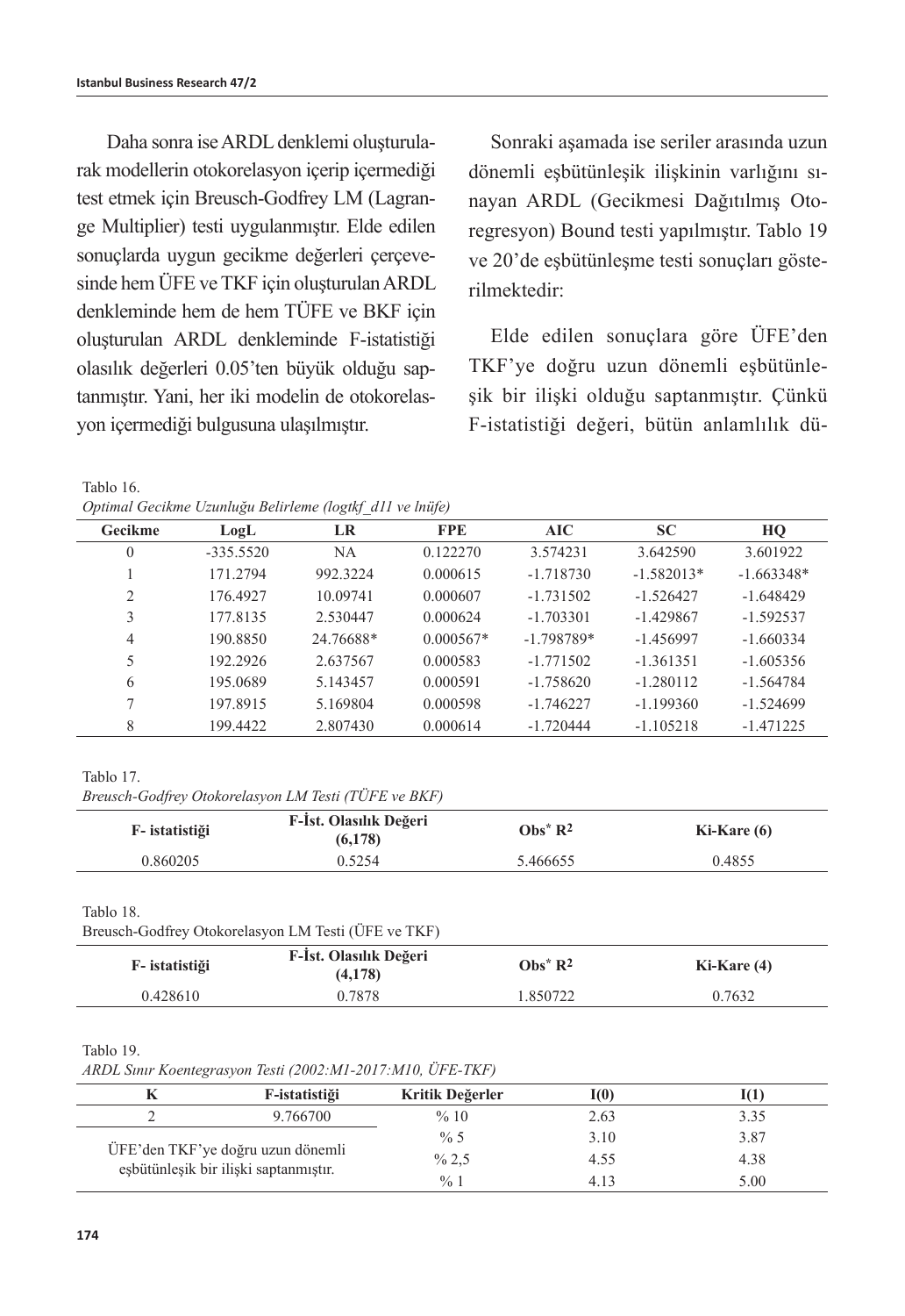Daha sonra ise ARDL denklemi oluşturularak modellerin otokorelasyon içerip içermediği test etmek için Breusch-Godfrey LM (Lagrange Multiplier) testi uygulanmıştır. Elde edilen sonuçlarda uygun gecikme değerleri çerçevesinde hem ÜFE ve TKF için oluşturulan ARDL denkleminde hem de hem TÜFE ve BKF için oluşturulan ARDL denkleminde F-istatistiği olasılık değerleri 0.05'ten büyük olduğu saptanmıştır. Yani, her iki modelin de otokorelasyon içermediği bulgusuna ulaşılmıştır.

Sonraki aşamada ise seriler arasında uzun dönemli eşbütünleşik ilişkinin varlığını sınayan ARDL (Gecikmesi Dağıtılmış Otoregresyon) Bound testi yapılmıştır. Tablo 19 ve 20'de eşbütünleşme testi sonuçları gösterilmektedir:

Elde edilen sonuçlara göre ÜFE'den TKF'ye doğru uzun dönemli eşbütünleşik bir ilişki olduğu saptanmıştır. Çünkü F-istatistiği değeri, bütün anlamlılık dü-

Tablo 16.
*Optimal Gecikme Uzunluğu Belirleme (logtkf_d11 ve lnüfe)*

| Gecikme | LogL | LR | FPE | AIC | SC | HQ |
|---|---|---|---|---|---|---|
| 0 | -335.5520 | NA | 0.122270 | 3.574231 | 3.642590 | 3.601922 |
| 1 | 171.2794 | 992.3224 | 0.000615 | -1.718730 | -1.582013* | -1.663348* |
| 2 | 176.4927 | 10.09741 | 0.000607 | -1.731502 | -1.526427 | -1.648429 |
| 3 | 177.8135 | 2.530447 | 0.000624 | -1.703301 | -1.429867 | -1.592537 |
| 4 | 190.8850 | 24.76688* | 0.000567* | -1.798789* | -1.456997 | -1.660334 |
| 5 | 192.2926 | 2.637567 | 0.000583 | -1.771502 | -1.361351 | -1.605356 |
| 6 | 195.0689 | 5.143457 | 0.000591 | -1.758620 | -1.280112 | -1.564784 |
| 7 | 197.8915 | 5.169804 | 0.000598 | -1.746227 | -1.199360 | -1.524699 |
| 8 | 199.4422 | 2.807430 | 0.000614 | -1.720444 | -1.105218 | -1.471225 |

Tablo 17.
*Breusch-Godfrey Otokorelasyon LM Testi (TÜFE ve BKF)*

| F- istatistiği | F-İst. Olasılık Değeri (6,178) | Obs* $R^2$ | Ki-Kare (6) |
|---|---|---|---|
| 0.860205 | 0.5254 | 5.466655 | 0.4855 |

Tablo 18.
Breusch-Godfrey Otokorelasyon LM Testi (ÜFE ve TKF)

| F- istatistiği | F-İst. Olasılık Değeri (4,178) | Obs* $R^2$ | Ki-Kare (4) |
|---|---|---|---|
| 0.428610 | 0.7878 | 1.850722 | 0.7632 |

Tablo 19.
*ARDL Sınır Koentegrasyon Testi (2002:M1-2017:M10, ÜFE-TKF)*

| K | F-istatistiği | Kritik Değerler | I(0) | I(1) |
|---|---|---|---|---|
| 2 | 9.766700 | % 10 | 2.63 | 3.35 |
| ÜFE'den TKF'ye doğru uzun dönemli eşbütünleşik bir ilişki saptanmıştır. | | % 5 | 3.10 | 3.87 |
| | | % 2,5 | 4.55 | 4.38 |
| | | % 1 | 4.13 | 5.00 |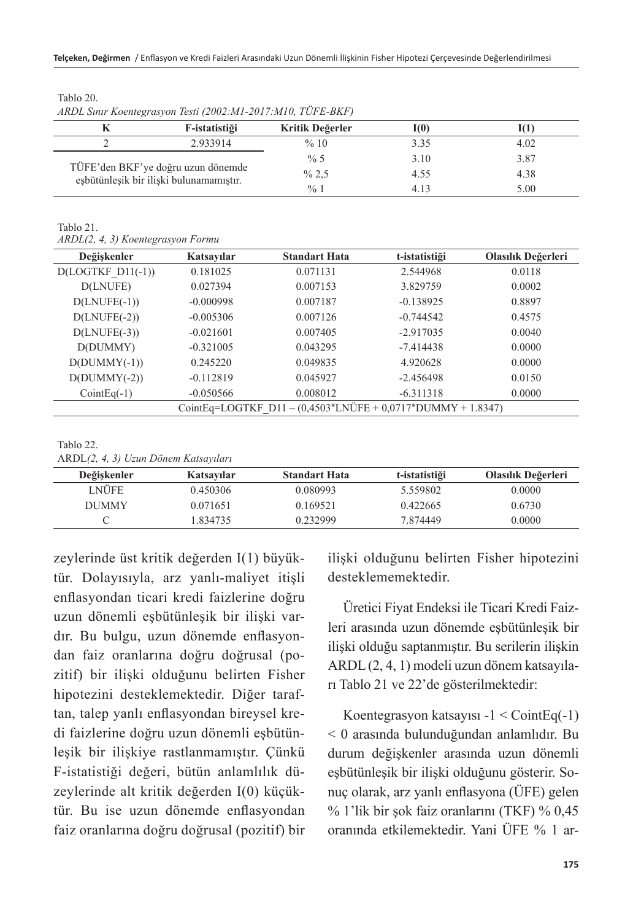Tablo 20.

*ARDL Sınır Koentegrasyon Testi (2002:M1-2017:M10, TÜFE-BKF)*

| K | F-istatistiği | Kritik Değerler | I(0) | I(1) |
|---|---|---|---|---|
| 2 | 2.933914 | % 10 | 3.35 | 4.02 |
| TÜFE'den BKF'ye doğru uzun dönemde eşbütünleşik bir ilişki bulunamamıştır. | | % 5 | 3.10 | 3.87 |
| | | % 2,5 | 4.55 | 4.38 |
| | | % 1 | 4.13 | 5.00 |

Tablo 21.

*ARDL(2, 4, 3) Koentegrasyon Formu*

| Değişkenler | Katsayılar | Standart Hata | t-istatistiği | Olasılık Değerleri |
|---|---|---|---|---|
| D(LOGTKF_D11(-1)) | 0.181025 | 0.071131 | 2.544968 | 0.0118 |
| D(LNUFE) | 0.027394 | 0.007153 | 3.829759 | 0.0002 |
| D(LNUFE(-1)) | -0.000998 | 0.007187 | -0.138925 | 0.8897 |
| D(LNUFE(-2)) | -0.005306 | 0.007126 | -0.744542 | 0.4575 |
| D(LNUFE(-3)) | -0.021601 | 0.007405 | -2.917035 | 0.0040 |
| D(DUMMY) | -0.321005 | 0.043295 | -7.414438 | 0.0000 |
| D(DUMMY(-1)) | 0.245220 | 0.049835 | 4.920628 | 0.0000 |
| D(DUMMY(-2)) | -0.112819 | 0.045927 | -2.456498 | 0.0150 |
| CointEq(-1) | -0.050566 | 0.008012 | -6.311318 | 0.0000 |
| CointEq=LOGTKF_D11 – (0,4503*LNÜFE + 0,0717*DUMMY + 1.8347) | | | | |

Tablo 22.

ARDL*(2, 4, 3) Uzun Dönem Katsayıları*

| Değişkenler | Katsayılar | Standart Hata | t-istatistiği | Olasılık Değerleri |
|---|---|---|---|---|
| LNÜFE | 0.450306 | 0.080993 | 5.559802 | 0.0000 |
| DUMMY | 0.071651 | 0.169521 | 0.422665 | 0.6730 |
| C | 1.834735 | 0.232999 | 7.874449 | 0.0000 |

zeylerinde üst kritik değerden I(1) büyüktür. Dolayısıyla, arz yanlı-maliyet itişli enflasyondan ticari kredi faizlerine doğru uzun dönemli eşbütünleşik bir ilişki vardır. Bu bulgu, uzun dönemde enflasyondan faiz oranlarına doğru doğrusal (pozitif) bir ilişki olduğunu belirten Fisher hipotezini desteklemektedir. Diğer taraftan, talep yanlı enflasyondan bireysel kredi faizlerine doğru uzun dönemli eşbütünleşik bir ilişkiye rastlanmamıştır. Çünkü F-istatistiği değeri, bütün anlamlılık düzeylerinde alt kritik değerden I(0) küçüktür. Bu ise uzun dönemde enflasyondan faiz oranlarına doğru doğrusal (pozitif) bir ilişki olduğunu belirten Fisher hipotezini desteklememektedir.

Üretici Fiyat Endeksi ile Ticari Kredi Faizleri arasında uzun dönemde eşbütünleşik bir ilişki olduğu saptanmıştır. Bu serilerin ilişkin ARDL (2, 4, 1) modeli uzun dönem katsayıları Tablo 21 ve 22'de gösterilmektedir:

Koentegrasyon katsayısı -1 < CointEq(-1) < 0 arasında bulunduğundan anlamlıdır. Bu durum değişkenler arasında uzun dönemli eşbütünleşik bir ilişki olduğunu gösterir. Sonuç olarak, arz yanlı enflasyona (ÜFE) gelen % 1'lik bir şok faiz oranlarını (TKF) % 0,45 oranında etkilemektedir. Yani ÜFE % 1 ar-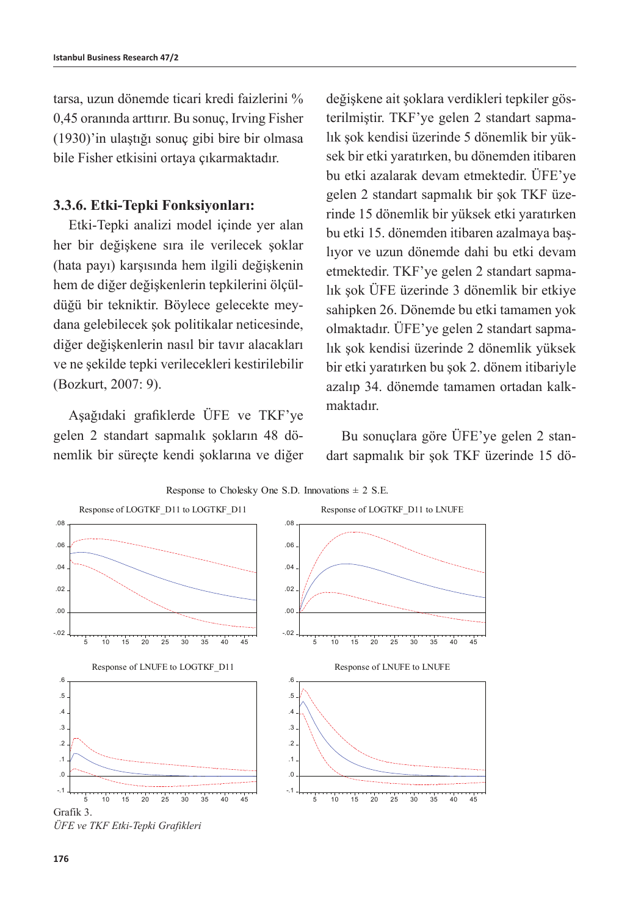tarsa, uzun dönemde ticari kredi faizlerini % 0,45 oranında arttırır. Bu sonuç, Irving Fisher (1930)'in ulaştığı sonuç gibi bire bir olmasa bile Fisher etkisini ortaya çıkarmaktadır.

### 3.3.6. Etki-Tepki Fonksiyonları:

Etki-Tepki analizi model içinde yer alan her bir değişkene sıra ile verilecek şoklar (hata payı) karşısında hem ilgili değişkenin hem de diğer değişkenlerin tepkilerini ölçüldüğü bir tekniktir. Böylece gelecekte meydana gelebilecek şok politikalar neticesinde, diğer değişkenlerin nasıl bir tavır alacakları ve ne şekilde tepki verilecekleri kestirilebilir (Bozkurt, 2007: 9).

Aşağıdaki grafiklerde ÜFE ve TKF'ye gelen 2 standart sapmalık şokların 48 dönemlik bir süreçte kendi şoklarına ve diğer değişkene ait şoklara verdikleri tepkiler gösterilmiştir. TKF'ye gelen 2 standart sapmalık şok kendisi üzerinde 5 dönemlik bir yüksek bir etki yaratırken, bu dönemden itibaren bu etki azalarak devam etmektedir. ÜFE'ye gelen 2 standart sapmalık bir şok TKF üzerinde 15 dönemlik bir yüksek etki yaratırken bu etki 15. dönemden itibaren azalmaya başlıyor ve uzun dönemde dahi bu etki devam etmektedir. TKF'ye gelen 2 standart sapmalık şok ÜFE üzerinde 3 dönemlik bir etkiye sahipken 26. Dönemde bu etki tamamen yok olmaktadır. ÜFE'ye gelen 2 standart sapmalık şok kendisi üzerinde 2 dönemlik yüksek bir etki yaratırken bu şok 2. dönem itibariyle azalıp 34. dönemde tamamen ortadan kalkmaktadır.

Bu sonuçlara göre ÜFE'ye gelen 2 standart sapmalık bir şok TKF üzerinde 15 dö-

Response to Cholesky One S.D. Innovations ± 2 S.E.

Response of LOGTKF_D11 to LOGTKF_D11 | Response of LOGTKF_D11 to LNUFE | Response of LNUFE to LOGTKF_D11 | Response of LNUFE to LNUFE

Grafik 3.
*ÜFE ve TKF Etki-Tepki Grafikleri*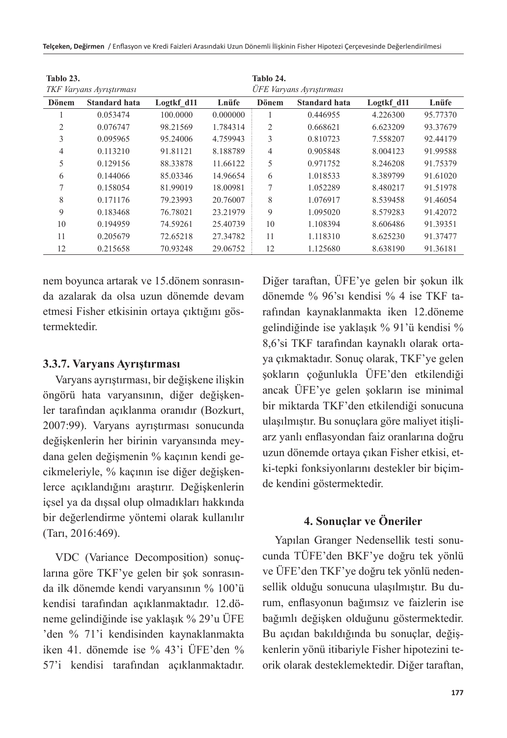**Tablo 23.**
*TKF Varyans Ayrıştırması*

| Dönem | Standard hata | Logtkf_d11 | Lnüfe |
|---|---|---|---|
| 1 | 0.053474 | 100.0000 | 0.000000 |
| 2 | 0.076747 | 98.21569 | 1.784314 |
| 3 | 0.095965 | 95.24006 | 4.759943 |
| 4 | 0.113210 | 91.81121 | 8.188789 |
| 5 | 0.129156 | 88.33878 | 11.66122 |
| 6 | 0.144066 | 85.03346 | 14.96654 |
| 7 | 0.158054 | 81.99019 | 18.00981 |
| 8 | 0.171176 | 79.23993 | 20.76007 |
| 9 | 0.183468 | 76.78021 | 23.21979 |
| 10 | 0.194959 | 74.59261 | 25.40739 |
| 11 | 0.205679 | 72.65218 | 27.34782 |
| 12 | 0.215658 | 70.93248 | 29.06752 |

**Tablo 24.**
*ÜFE Varyans Ayrıştırması*

| Dönem | Standard hata | Logtkf_d11 | Lnüfe |
|---|---|---|---|
| 1 | 0.446955 | 4.226300 | 95.77370 |
| 2 | 0.668621 | 6.623209 | 93.37679 |
| 3 | 0.810723 | 7.558207 | 92.44179 |
| 4 | 0.905848 | 8.004123 | 91.99588 |
| 5 | 0.971752 | 8.246208 | 91.75379 |
| 6 | 1.018533 | 8.389799 | 91.61020 |
| 7 | 1.052289 | 8.480217 | 91.51978 |
| 8 | 1.076917 | 8.539458 | 91.46054 |
| 9 | 1.095020 | 8.579283 | 91.42072 |
| 10 | 1.108394 | 8.606486 | 91.39351 |
| 11 | 1.118310 | 8.625230 | 91.37477 |
| 12 | 1.125680 | 8.638190 | 91.36181 |

nem boyunca artarak ve 15.dönem sonrasında azalarak da olsa uzun dönemde devam etmesi Fisher etkisinin ortaya çıktığını göstermektedir.

### 3.3.7. Varyans Ayrıştırması

Varyans ayrıştırması, bir değişkene ilişkin öngörü hata varyansının, diğer değişkenler tarafından açıklanma oranıdır (Bozkurt, 2007:99). Varyans ayrıştırması sonucunda değişkenlerin her birinin varyansında meydana gelen değişmenin % kaçının kendi gecikmeleriyle, % kaçının ise diğer değişkenlerce açıklandığını araştırır. Değişkenlerin içsel ya da dışsal olup olmadıkları hakkında bir değerlendirme yöntemi olarak kullanılır (Tarı, 2016:469).

VDC (Variance Decomposition) sonuçlarına göre TKF'ye gelen bir şok sonrasında ilk dönemde kendi varyansının % 100'ü kendisi tarafından açıklanmaktadır. 12.döneme gelindiğinde ise yaklaşık % 29'u ÜFE 'den % 71'i kendisinden kaynaklanmakta iken 41. dönemde ise % 43'i ÜFE'den % 57'i kendisi tarafından açıklanmaktadır. Diğer taraftan, ÜFE'ye gelen bir şokun ilk dönemde % 96'sı kendisi % 4 ise TKF tarafından kaynaklanmakta iken 12.döneme gelindiğinde ise yaklaşık % 91'ü kendisi % 8,6'si TKF tarafından kaynaklı olarak ortaya çıkmaktadır. Sonuç olarak, TKF'ye gelen şokların çoğunlukla ÜFE'den etkilendiği ancak ÜFE'ye gelen şokların ise minimal bir miktarda TKF'den etkilendiği sonucuna ulaşılmıştır. Bu sonuçlara göre maliyet itişli-arz yanlı enflasyondan faiz oranlarına doğru uzun dönemde ortaya çıkan Fisher etkisi, etki-tepki fonksiyonlarını destekler bir biçimde kendini göstermektedir.

## 4. Sonuçlar ve Öneriler

Yapılan Granger Nedensellik testi sonucunda TÜFE'den BKF'ye doğru tek yönlü ve ÜFE'den TKF'ye doğru tek yönlü nedensellik olduğu sonucuna ulaşılmıştır. Bu durum, enflasyonun bağımsız ve faizlerin ise bağımlı değişken olduğunu göstermektedir. Bu açıdan bakıldığında bu sonuçlar, değişkenlerin yönü itibariyle Fisher hipotezini teorik olarak desteklemektedir. Diğer taraftan,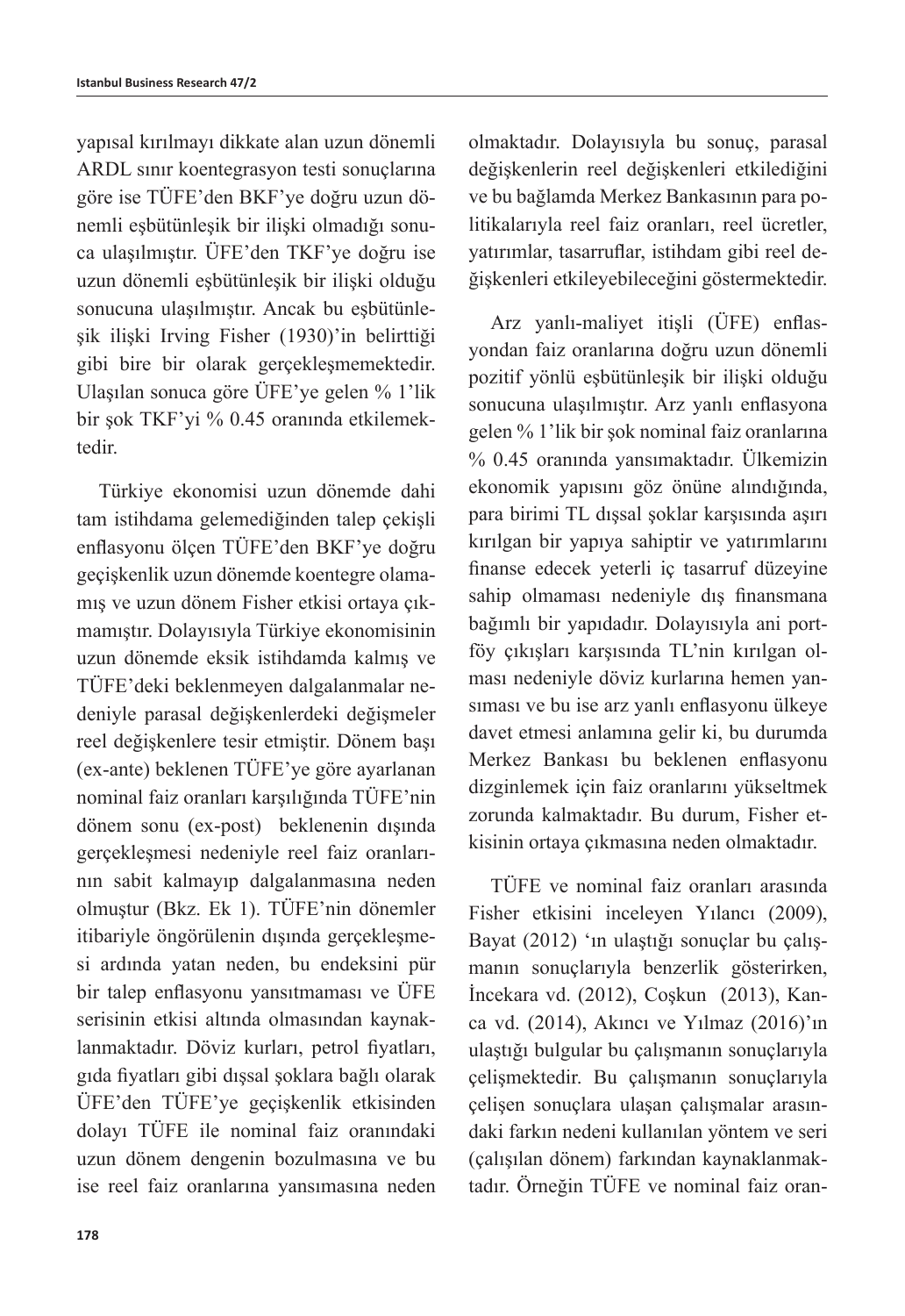yapısal kırılmayı dikkate alan uzun dönemli ARDL sınır koentegrasyon testi sonuçlarına göre ise TÜFE'den BKF'ye doğru uzun dönemli eşbütünleşik bir ilişki olmadığı sonuca ulaşılmıştır. ÜFE'den TKF'ye doğru ise uzun dönemli eşbütünleşik bir ilişki olduğu sonucuna ulaşılmıştır. Ancak bu eşbütünleşik ilişki Irving Fisher (1930)'in belirttiği gibi bire bir olarak gerçekleşmemektedir. Ulaşılan sonuca göre ÜFE'ye gelen % 1'lik bir şok TKF'yi % 0.45 oranında etkilemektedir.

Türkiye ekonomisi uzun dönemde dahi tam istihdama gelemediğinden talep çekişli enflasyonu ölçen TÜFE'den BKF'ye doğru geçişkenlik uzun dönemde koentegre olamamış ve uzun dönem Fisher etkisi ortaya çıkmamıştır. Dolayısıyla Türkiye ekonomisinin uzun dönemde eksik istihdamda kalmış ve TÜFE'deki beklenmeyen dalgalanmalar nedeniyle parasal değişkenlerdeki değişmeler reel değişkenlere tesir etmiştir. Dönem başı (ex-ante) beklenen TÜFE'ye göre ayarlanan nominal faiz oranları karşılığında TÜFE'nin dönem sonu (ex-post) beklenenin dışında gerçekleşmesi nedeniyle reel faiz oranlarının sabit kalmayıp dalgalanmasına neden olmuştur (Bkz. Ek 1). TÜFE'nin dönemler itibariyle öngörülenin dışında gerçekleşmesi ardında yatan neden, bu endeksini pür bir talep enflasyonu yansıtmaması ve ÜFE serisinin etkisi altında olmasından kaynaklanmaktadır. Döviz kurları, petrol fiyatları, gıda fiyatları gibi dışsal şoklara bağlı olarak ÜFE'den TÜFE'ye geçişkenlik etkisinden dolayı TÜFE ile nominal faiz oranındaki uzun dönem dengenin bozulmasına ve bu ise reel faiz oranlarına yansımasına neden olmaktadır. Dolayısıyla bu sonuç, parasal değişkenlerin reel değişkenleri etkilediğini ve bu bağlamda Merkez Bankasının para politikalarıyla reel faiz oranları, reel ücretler, yatırımlar, tasarruflar, istihdam gibi reel değişkenleri etkileyebileceğini göstermektedir.

Arz yanlı-maliyet itişli (ÜFE) enflasyondan faiz oranlarına doğru uzun dönemli pozitif yönlü eşbütünleşik bir ilişki olduğu sonucuna ulaşılmıştır. Arz yanlı enflasyona gelen % 1'lik bir şok nominal faiz oranlarına % 0.45 oranında yansımaktadır. Ülkemizin ekonomik yapısını göz önüne alındığında, para birimi TL dışsal şoklar karşısında aşırı kırılgan bir yapıya sahiptir ve yatırımlarını finanse edecek yeterli iç tasarruf düzeyine sahip olmaması nedeniyle dış finansmana bağımlı bir yapıdadır. Dolayısıyla ani portföy çıkışları karşısında TL'nin kırılgan olması nedeniyle döviz kurlarına hemen yansıması ve bu ise arz yanlı enflasyonu ülkeye davet etmesi anlamına gelir ki, bu durumda Merkez Bankası bu beklenen enflasyonu dizginlemek için faiz oranlarını yükseltmek zorunda kalmaktadır. Bu durum, Fisher etkisinin ortaya çıkmasına neden olmaktadır.

TÜFE ve nominal faiz oranları arasında Fisher etkisini inceleyen Yılancı (2009), Bayat (2012) 'ın ulaştığı sonuçlar bu çalışmanın sonuçlarıyla benzerlik gösterirken, İncekara vd. (2012), Coşkun (2013), Kanca vd. (2014), Akıncı ve Yılmaz (2016)'ın ulaştığı bulgular bu çalışmanın sonuçlarıyla çelişmektedir. Bu çalışmanın sonuçlarıyla çelişen sonuçlara ulaşan çalışmalar arasındaki farkın nedeni kullanılan yöntem ve seri (çalışılan dönem) farkından kaynaklanmaktadır. Örneğin TÜFE ve nominal faiz oran-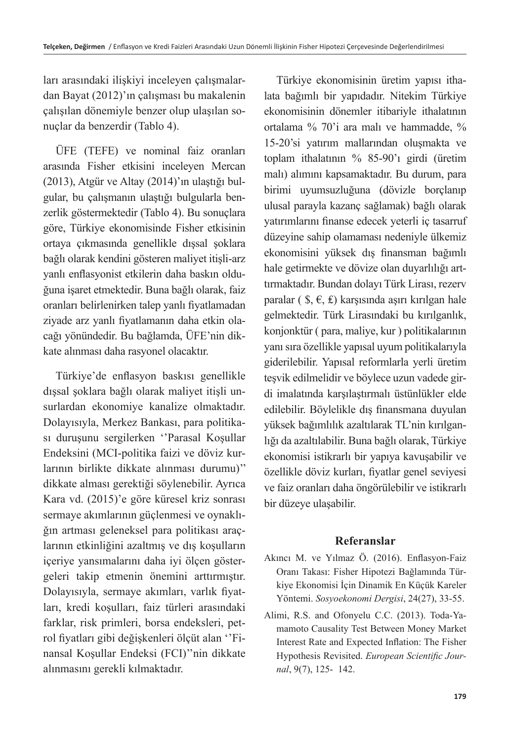ları arasındaki ilişkiyi inceleyen çalışmalardan Bayat (2012)'ın çalışması bu makalenin çalışılan dönemiyle benzer olup ulaşılan sonuçlar da benzerdir (Tablo 4).

ÜFE (TEFE) ve nominal faiz oranları arasında Fisher etkisini inceleyen Mercan (2013), Atgür ve Altay (2014)'ın ulaştığı bulgular, bu çalışmanın ulaştığı bulgularla benzerlik göstermektedir (Tablo 4). Bu sonuçlara göre, Türkiye ekonomisinde Fisher etkisinin ortaya çıkmasında genellikle dışsal şoklara bağlı olarak kendini gösteren maliyet itişli-arz yanlı enflasyonist etkilerin daha baskın olduğuna işaret etmektedir. Buna bağlı olarak, faiz oranları belirlenirken talep yanlı fiyatlamadan ziyade arz yanlı fiyatlamanın daha etkin olacağı yönündedir. Bu bağlamda, ÜFE'nin dikkate alınması daha rasyonel olacaktır.

Türkiye'de enflasyon baskısı genellikle dışsal şoklara bağlı olarak maliyet itişli unsurlardan ekonomiye kanalize olmaktadır. Dolayısıyla, Merkez Bankası, para politikası duruşunu sergilerken ''Parasal Koşullar Endeksini (MCI-politika faizi ve döviz kurlarının birlikte dikkate alınması durumu)'' dikkate alması gerektiği söylenebilir. Ayrıca Kara vd. (2015)'e göre küresel kriz sonrası sermaye akımlarının güçlenmesi ve oynaklığın artması geleneksel para politikası araçlarının etkinliğini azaltmış ve dış koşulların içeriye yansımalarını daha iyi ölçen göstergeleri takip etmenin önemini arttırmıştır. Dolayısıyla, sermaye akımları, varlık fiyatları, kredi koşulları, faiz türleri arasındaki farklar, risk primleri, borsa endeksleri, petrol fiyatları gibi değişkenleri ölçüt alan ''Finansal Koşullar Endeksi (FCI)''nin dikkate alınmasını gerekli kılmaktadır.

Türkiye ekonomisinin üretim yapısı ithalata bağımlı bir yapıdadır. Nitekim Türkiye ekonomisinin dönemler itibariyle ithalatının ortalama % 70'i ara malı ve hammadde, % 15-20'si yatırım mallarından oluşmakta ve toplam ithalatının % 85-90'ı girdi (üretim malı) alımını kapsamaktadır. Bu durum, para birimi uyumsuzluğuna (dövizle borçlanıp ulusal parayla kazanç sağlamak) bağlı olarak yatırımlarını finanse edecek yeterli iç tasarruf düzeyine sahip olamaması nedeniyle ülkemiz ekonomisini yüksek dış finansman bağımlı hale getirmekte ve dövize olan duyarlılığı arttırmaktadır. Bundan dolayı Türk Lirası, rezerv paralar ( \$, €, £) karşısında aşırı kırılgan hale gelmektedir. Türk Lirasındaki bu kırılganlık, konjonktür ( para, maliye, kur ) politikalarının yanı sıra özellikle yapısal uyum politikalarıyla giderilebilir. Yapısal reformlarla yerli üretim teşvik edilmelidir ve böylece uzun vadede girdi imalatında karşılaştırmalı üstünlükler elde edilebilir. Böylelikle dış finansmana duyulan yüksek bağımlılık azaltılarak TL'nin kırılganlığı da azaltılabilir. Buna bağlı olarak, Türkiye ekonomisi istikrarlı bir yapıya kavuşabilir ve özellikle döviz kurları, fiyatlar genel seviyesi ve faiz oranları daha öngörülebilir ve istikrarlı bir düzeye ulaşabilir.

## Referanslar

Akıncı M. ve Yılmaz Ö. (2016). Enflasyon-Faiz Oranı Takası: Fisher Hipotezi Bağlamında Türkiye Ekonomisi İçin Dinamik En Küçük Kareler Yöntemi. *Sosyoekonomi Dergisi*, 24(27), 33-55.

Alimi, R.S. and Ofonyelu C.C. (2013). Toda-Yamamoto Causality Test Between Money Market Interest Rate and Expected Inflation: The Fisher Hypothesis Revisited. *European Scientific Journal*, 9(7), 125- 142.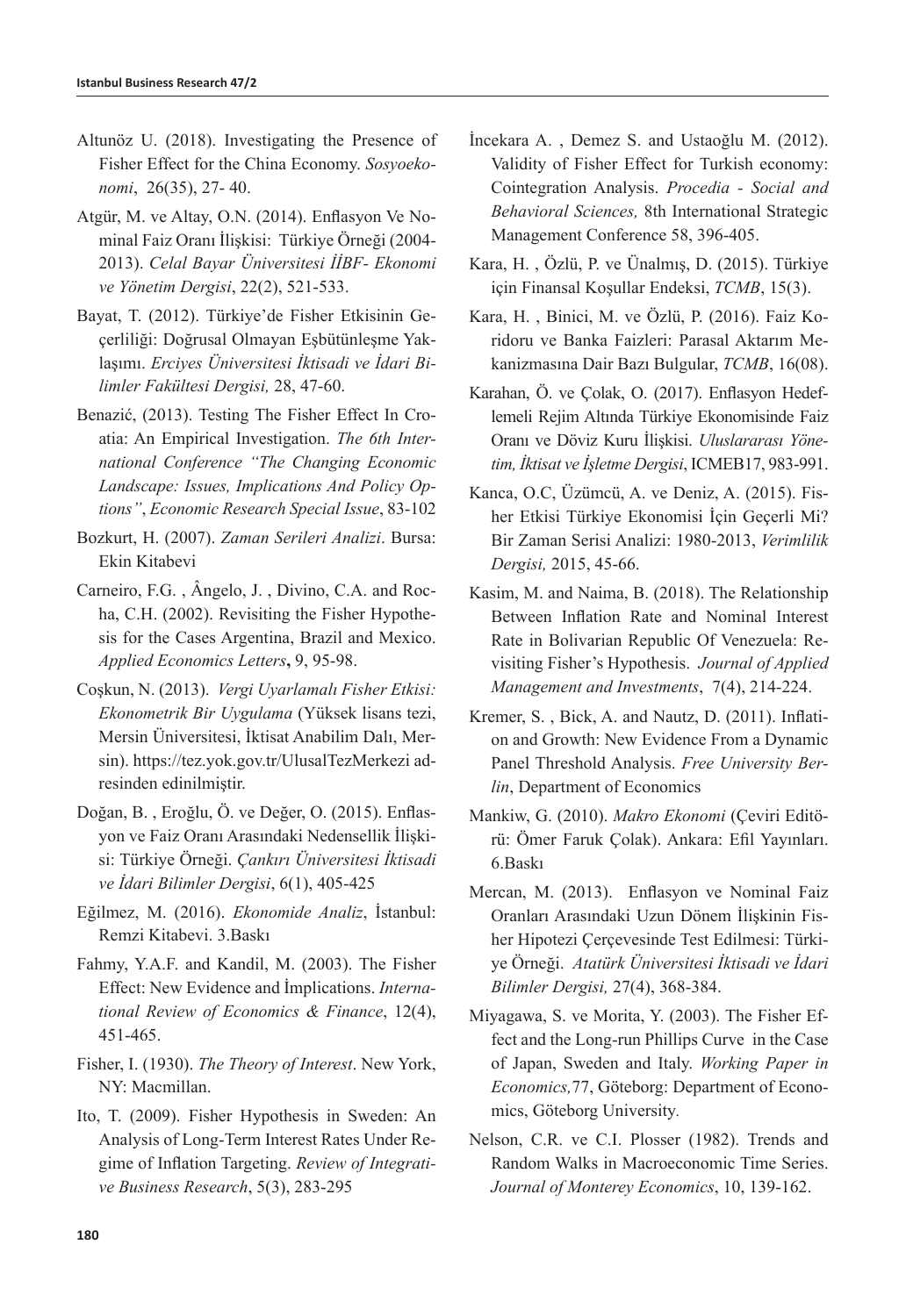Altunöz U. (2018). Investigating the Presence of Fisher Effect for the China Economy. *Sosyoekonomi*, 26(35), 27- 40.

Atgür, M. ve Altay, O.N. (2014). Enflasyon Ve Nominal Faiz Oranı İlişkisi: Türkiye Örneği (2004-2013). *Celal Bayar Üniversitesi İİBF- Ekonomi ve Yönetim Dergisi*, 22(2), 521-533.

Bayat, T. (2012). Türkiye'de Fisher Etkisinin Geçerliliği: Doğrusal Olmayan Eşbütünleşme Yaklaşımı. *Erciyes Üniversitesi İktisadi ve İdari Bilimler Fakültesi Dergisi,* 28, 47-60.

Benazić, (2013). Testing The Fisher Effect In Croatia: An Empirical Investigation. *The 6th International Conference "The Changing Economic Landscape: Issues, Implications And Policy Options"*, *Economic Research Special Issue*, 83-102

Bozkurt, H. (2007). *Zaman Serileri Analizi*. Bursa: Ekin Kitabevi

Carneiro, F.G. , Ângelo, J. , Divino, C.A. and Rocha, C.H. (2002). Revisiting the Fisher Hypothesis for the Cases Argentina, Brazil and Mexico. *Applied Economics Letters***,** 9, 95-98.

Coşkun, N. (2013). *Vergi Uyarlamalı Fisher Etkisi: Ekonometrik Bir Uygulama* (Yüksek lisans tezi, Mersin Üniversitesi, İktisat Anabilim Dalı, Mersin). https://tez.yok.gov.tr/UlusalTezMerkezi adresinden edinilmiştir.

Doğan, B. , Eroğlu, Ö. ve Değer, O. (2015). Enflasyon ve Faiz Oranı Arasındaki Nedensellik İlişkisi: Türkiye Örneği. *Çankırı Üniversitesi İktisadi ve İdari Bilimler Dergisi*, 6(1), 405-425

Eğilmez, M. (2016). *Ekonomide Analiz*, İstanbul: Remzi Kitabevi. 3.Baskı

Fahmy, Y.A.F. and Kandil, M. (2003). The Fisher Effect: New Evidence and İmplications. *International Review of Economics & Finance*, 12(4), 451-465.

Fisher, I. (1930). *The Theory of Interest*. New York, NY: Macmillan.

Ito, T. (2009). Fisher Hypothesis in Sweden: An Analysis of Long-Term Interest Rates Under Regime of Inflation Targeting. *Review of Integrative Business Research*, 5(3), 283-295

İncekara A. , Demez S. and Ustaoğlu M. (2012). Validity of Fisher Effect for Turkish economy: Cointegration Analysis. *Procedia - Social and Behavioral Sciences,* 8th International Strategic Management Conference 58, 396-405.

Kara, H. , Özlü, P. ve Ünalmış, D. (2015). Türkiye için Finansal Koşullar Endeksi, *TCMB*, 15(3).

Kara, H. , Binici, M. ve Özlü, P. (2016). Faiz Koridoru ve Banka Faizleri: Parasal Aktarım Mekanizmasına Dair Bazı Bulgular, *TCMB*, 16(08).

Karahan, Ö. ve Çolak, O. (2017). Enflasyon Hedeflemeli Rejim Altında Türkiye Ekonomisinde Faiz Oranı ve Döviz Kuru İlişkisi. *Uluslararası Yönetim, İktisat ve İşletme Dergisi*, ICMEB17, 983-991.

Kanca, O.C, Üzümcü, A. ve Deniz, A. (2015). Fisher Etkisi Türkiye Ekonomisi İçin Geçerli Mi? Bir Zaman Serisi Analizi: 1980-2013, *Verimlilik Dergisi,* 2015, 45-66.

Kasim, M. and Naima, B. (2018). The Relationship Between Inflation Rate and Nominal Interest Rate in Bolivarian Republic Of Venezuela: Revisiting Fisher's Hypothesis. *Journal of Applied Management and Investments*, 7(4), 214-224.

Kremer, S. , Bick, A. and Nautz, D. (2011). Inflation and Growth: New Evidence From a Dynamic Panel Threshold Analysis. *Free University Berlin*, Department of Economics

Mankiw, G. (2010). *Makro Ekonomi* (Çeviri Editörü: Ömer Faruk Çolak). Ankara: Efil Yayınları. 6.Baskı

Mercan, M. (2013). Enflasyon ve Nominal Faiz Oranları Arasındaki Uzun Dönem İlişkinin Fisher Hipotezi Çerçevesinde Test Edilmesi: Türkiye Örneği. *Atatürk Üniversitesi İktisadi ve İdari Bilimler Dergisi,* 27(4), 368-384.

Miyagawa, S. ve Morita, Y. (2003). The Fisher Effect and the Long-run Phillips Curve in the Case of Japan, Sweden and Italy. *Working Paper in Economics,*77, Göteborg: Department of Economics, Göteborg University.

Nelson, C.R. ve C.I. Plosser (1982). Trends and Random Walks in Macroeconomic Time Series. *Journal of Monterey Economics*, 10, 139-162.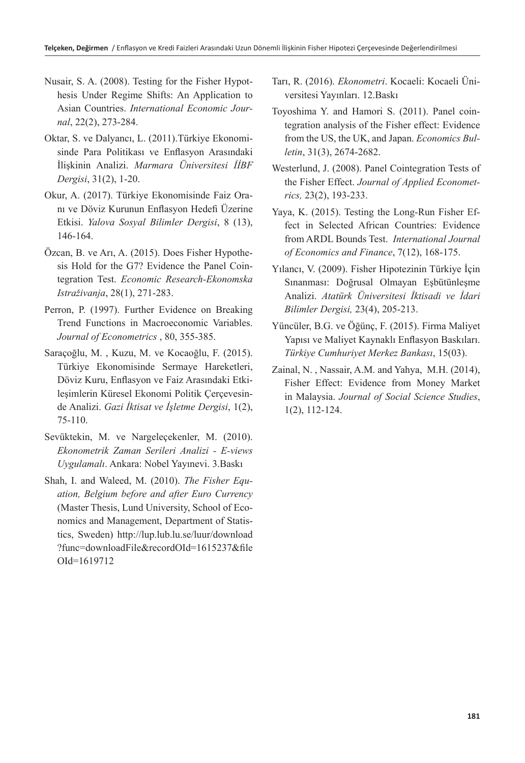Nusair, S. A. (2008). Testing for the Fisher Hypothesis Under Regime Shifts: An Application to Asian Countries. *International Economic Journal*, 22(2), 273-284.

Oktar, S. ve Dalyancı, L. (2011).Türkiye Ekonomisinde Para Politikası ve Enflasyon Arasındaki İlişkinin Analizi. *Marmara Üniversitesi İİBF Dergisi*, 31(2), 1-20.

Okur, A. (2017). Türkiye Ekonomisinde Faiz Oranı ve Döviz Kurunun Enflasyon Hedefi Üzerine Etkisi. *Yalova Sosyal Bilimler Dergisi*, 8 (13), 146-164.

Özcan, B. ve Arı, A. (2015). Does Fisher Hypothesis Hold for the G7? Evidence the Panel Cointegration Test. *Economic Research-Ekonomska Istraživanja*, 28(1), 271-283.

Perron, P. (1997). Further Evidence on Breaking Trend Functions in Macroeconomic Variables. *Journal of Econometrics* , 80, 355-385.

Saraçoğlu, M. , Kuzu, M. ve Kocaoğlu, F. (2015). Türkiye Ekonomisinde Sermaye Hareketleri, Döviz Kuru, Enflasyon ve Faiz Arasındaki Etkileşimlerin Küresel Ekonomi Politik Çerçevesinde Analizi. *Gazi İktisat ve İşletme Dergisi*, 1(2), 75-110.

Sevüktekin, M. ve Nargeleçekenler, M. (2010). *Ekonometrik Zaman Serileri Analizi - E-views Uygulamalı*. Ankara: Nobel Yayınevi. 3.Baskı

Shah, I. and Waleed, M. (2010). *The Fisher Equation, Belgium before and after Euro Currency* (Master Thesis, Lund University, School of Economics and Management, Department of Statistics, Sweden) http://lup.lub.lu.se/luur/download?func=downloadFile&recordOId=1615237&fileOId=1619712

Tarı, R. (2016). *Ekonometri*. Kocaeli: Kocaeli Üniversitesi Yayınları. 12.Baskı

Toyoshima Y. and Hamori S. (2011). Panel cointegration analysis of the Fisher effect: Evidence from the US, the UK, and Japan. *Economics Bulletin*, 31(3), 2674-2682.

Westerlund, J. (2008). Panel Cointegration Tests of the Fisher Effect. *Journal of Applied Econometrics,* 23(2), 193-233.

Yaya, K. (2015). Testing the Long-Run Fisher Effect in Selected African Countries: Evidence from ARDL Bounds Test. *International Journal of Economics and Finance*, 7(12), 168-175.

Yılancı, V. (2009). Fisher Hipotezinin Türkiye İçin Sınanması: Doğrusal Olmayan Eşbütünleşme Analizi. *Atatürk Üniversitesi İktisadi ve İdari Bilimler Dergisi,* 23(4), 205-213.

Yüncüler, B.G. ve Öğünç, F. (2015). Firma Maliyet Yapısı ve Maliyet Kaynaklı Enflasyon Baskıları. *Türkiye Cumhuriyet Merkez Bankası*, 15(03).

Zainal, N. , Nassair, A.M. and Yahya, M.H. (2014), Fisher Effect: Evidence from Money Market in Malaysia. *Journal of Social Science Studies*, 1(2), 112-124.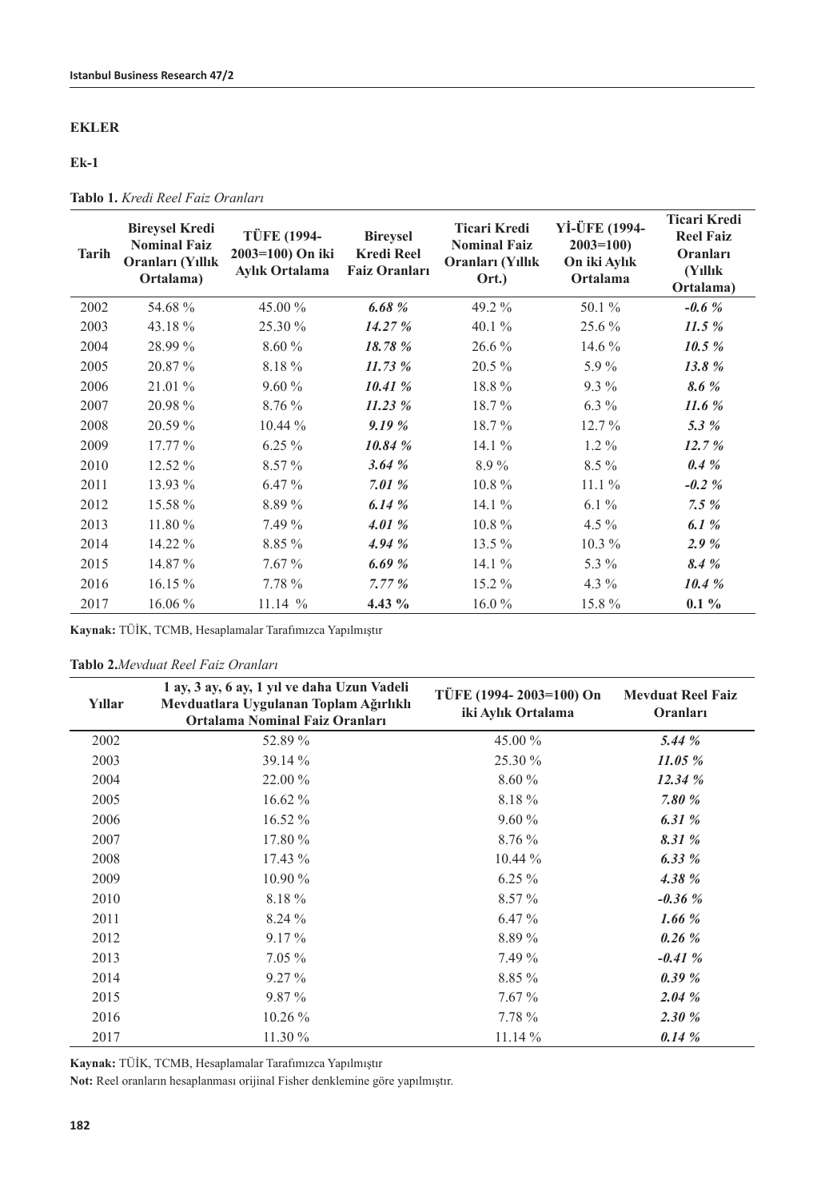## EKLER

### Ek-1

**Tablo 1.** *Kredi Reel Faiz Oranları*

| Tarih | Bireysel Kredi Nominal Faiz Oranları (Yıllık Ortalama) | TÜFE (1994-2003=100) On iki Aylık Ortalama | Bireysel Kredi Reel Faiz Oranları | Ticari Kredi Nominal Faiz Oranları (Yıllık Ort.) | Yİ-ÜFE (1994-2003=100) On iki Aylık Ortalama | Ticari Kredi Reel Faiz Oranları (Yıllık Ortalama) |
|---|---|---|---|---|---|---|
| 2002 | 54.68 % | 45.00 % | ***6.68 %*** | 49.2 % | 50.1 % | ***-0.6 %*** |
| 2003 | 43.18 % | 25.30 % | ***14.27 %*** | 40.1 % | 25.6 % | ***11.5 %*** |
| 2004 | 28.99 % | 8.60 % | ***18.78 %*** | 26.6 % | 14.6 % | ***10.5 %*** |
| 2005 | 20.87 % | 8.18 % | ***11.73 %*** | 20.5 % | 5.9 % | ***13.8 %*** |
| 2006 | 21.01 % | 9.60 % | ***10.41 %*** | 18.8 % | 9.3 % | ***8.6 %*** |
| 2007 | 20.98 % | 8.76 % | ***11.23 %*** | 18.7 % | 6.3 % | ***11.6 %*** |
| 2008 | 20.59 % | 10.44 % | ***9.19 %*** | 18.7 % | 12.7 % | ***5.3 %*** |
| 2009 | 17.77 % | 6.25 % | ***10.84 %*** | 14.1 % | 1.2 % | ***12.7 %*** |
| 2010 | 12.52 % | 8.57 % | ***3.64 %*** | 8.9 % | 8.5 % | ***0.4 %*** |
| 2011 | 13.93 % | 6.47 % | ***7.01 %*** | 10.8 % | 11.1 % | ***-0.2 %*** |
| 2012 | 15.58 % | 8.89 % | ***6.14 %*** | 14.1 % | 6.1 % | ***7.5 %*** |
| 2013 | 11.80 % | 7.49 % | ***4.01 %*** | 10.8 % | 4.5 % | ***6.1 %*** |
| 2014 | 14.22 % | 8.85 % | ***4.94 %*** | 13.5 % | 10.3 % | ***2.9 %*** |
| 2015 | 14.87 % | 7.67 % | ***6.69 %*** | 14.1 % | 5.3 % | ***8.4 %*** |
| 2016 | 16.15 % | 7.78 % | ***7.77 %*** | 15.2 % | 4.3 % | ***10.4 %*** |
| 2017 | 16.06 % | 11.14 % | **4.43 %** | 16.0 % | 15.8 % | **0.1 %** |

**Kaynak:** TÜİK, TCMB, Hesaplamalar Tarafımızca Yapılmıştır

**Tablo 2.** *Mevduat Reel Faiz Oranları*

| Yıllar | 1 ay, 3 ay, 6 ay, 1 yıl ve daha Uzun Vadeli Mevduatlara Uygulanan Toplam Ağırlıklı Ortalama Nominal Faiz Oranları | TÜFE (1994- 2003=100) On iki Aylık Ortalama | Mevduat Reel Faiz Oranları |
|---|---|---|---|
| 2002 | 52.89 % | 45.00 % | ***5.44 %*** |
| 2003 | 39.14 % | 25.30 % | ***11.05 %*** |
| 2004 | 22.00 % | 8.60 % | ***12.34 %*** |
| 2005 | 16.62 % | 8.18 % | ***7.80 %*** |
| 2006 | 16.52 % | 9.60 % | ***6.31 %*** |
| 2007 | 17.80 % | 8.76 % | ***8.31 %*** |
| 2008 | 17.43 % | 10.44 % | ***6.33 %*** |
| 2009 | 10.90 % | 6.25 % | ***4.38 %*** |
| 2010 | 8.18 % | 8.57 % | ***-0.36 %*** |
| 2011 | 8.24 % | 6.47 % | ***1.66 %*** |
| 2012 | 9.17 % | 8.89 % | ***0.26 %*** |
| 2013 | 7.05 % | 7.49 % | ***-0.41 %*** |
| 2014 | 9.27 % | 8.85 % | ***0.39 %*** |
| 2015 | 9.87 % | 7.67 % | ***2.04 %*** |
| 2016 | 10.26 % | 7.78 % | ***2.30 %*** |
| 2017 | 11.30 % | 11.14 % | ***0.14 %*** |

**Kaynak:** TÜİK, TCMB, Hesaplamalar Tarafımızca Yapılmıştır

**Not:** Reel oranların hesaplanması orijinal Fisher denklemine göre yapılmıştır.